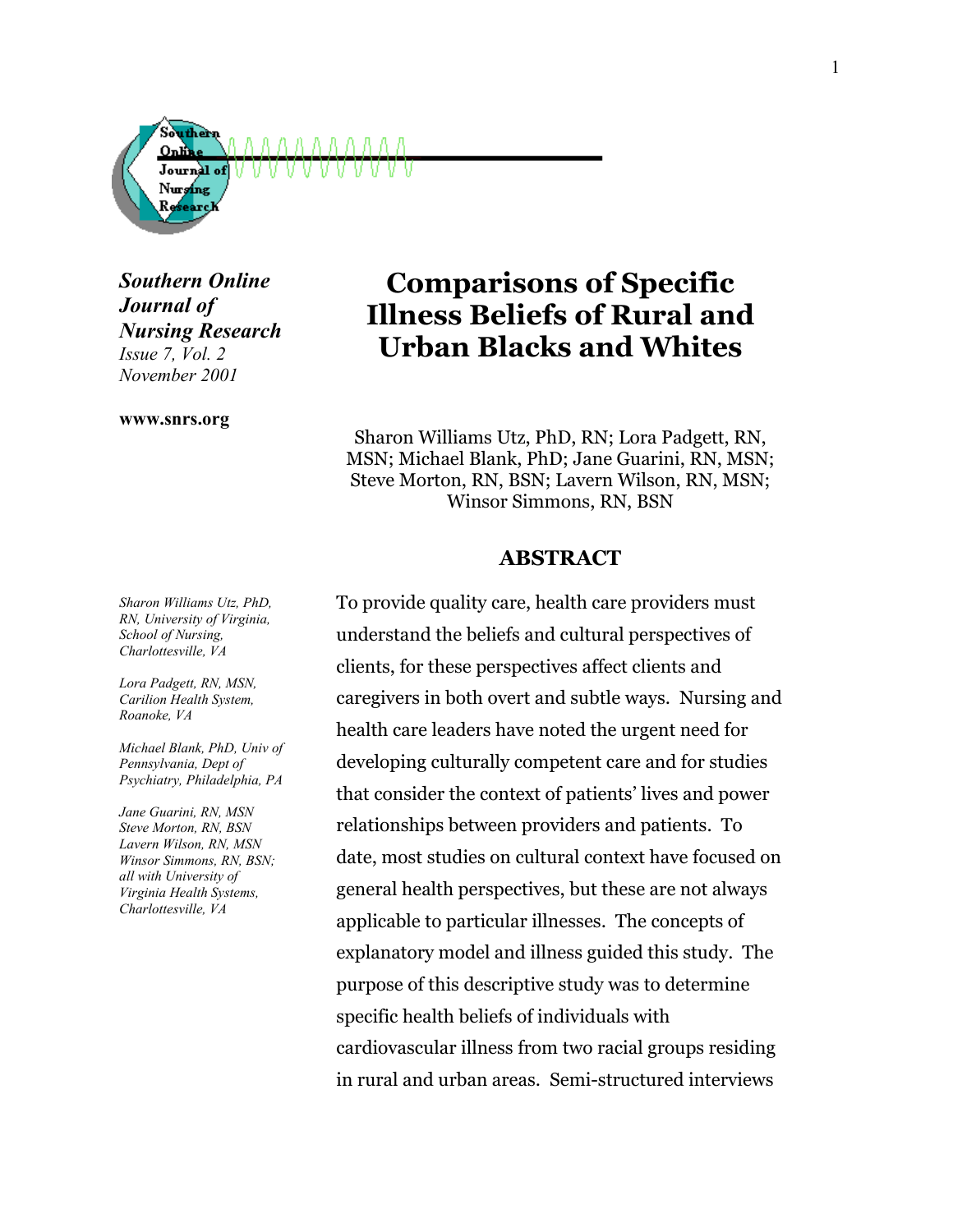**Southern Online Journal of Nursing Research**
*Issue 7, Vol. 2*
*November 2001*

**www.snrs.org**

# Comparisons of Specific Illness Beliefs of Rural and Urban Blacks and Whites

Sharon Williams Utz, PhD, RN; Lora Padgett, RN, MSN; Michael Blank, PhD; Jane Guarini, RN, MSN; Steve Morton, RN, BSN; Lavern Wilson, RN, MSN; Winsor Simmons, RN, BSN

*Sharon Williams Utz, PhD, RN, University of Virginia, School of Nursing, Charlottesville, VA*

*Lora Padgett, RN, MSN, Carilion Health System, Roanoke, VA*

*Michael Blank, PhD, Univ of Pennsylvania, Dept of Psychiatry, Philadelphia, PA*

*Jane Guarini, RN, MSN*
*Steve Morton, RN, BSN*
*Lavern Wilson, RN, MSN*
*Winsor Simmons, RN, BSN; all with University of Virginia Health Systems, Charlottesville, VA*

## ABSTRACT

To provide quality care, health care providers must understand the beliefs and cultural perspectives of clients, for these perspectives affect clients and caregivers in both overt and subtle ways. Nursing and health care leaders have noted the urgent need for developing culturally competent care and for studies that consider the context of patients' lives and power relationships between providers and patients. To date, most studies on cultural context have focused on general health perspectives, but these are not always applicable to particular illnesses. The concepts of explanatory model and illness guided this study. The purpose of this descriptive study was to determine specific health beliefs of individuals with cardiovascular illness from two racial groups residing in rural and urban areas. Semi-structured interviews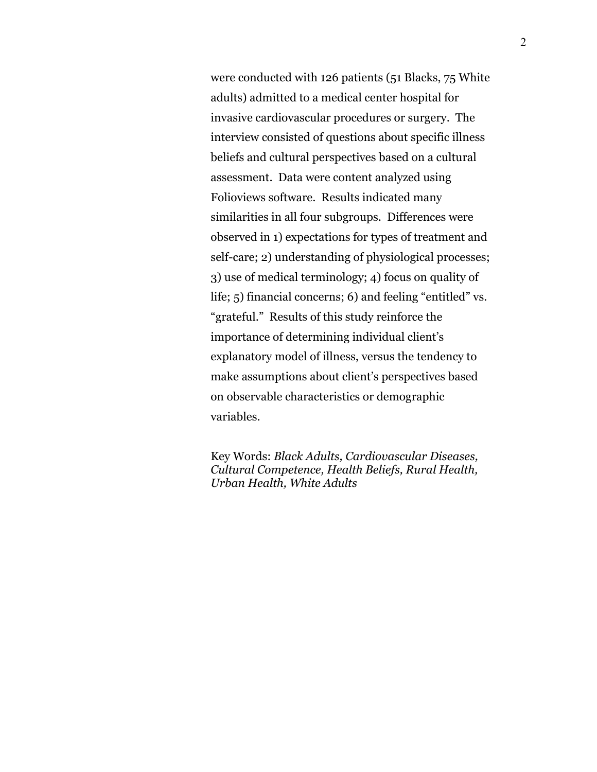were conducted with 126 patients (51 Blacks, 75 White adults) admitted to a medical center hospital for invasive cardiovascular procedures or surgery. The interview consisted of questions about specific illness beliefs and cultural perspectives based on a cultural assessment. Data were content analyzed using Folioviews software. Results indicated many similarities in all four subgroups. Differences were observed in 1) expectations for types of treatment and self-care; 2) understanding of physiological processes; 3) use of medical terminology; 4) focus on quality of life; 5) financial concerns; 6) and feeling "entitled" vs. "grateful." Results of this study reinforce the importance of determining individual client's explanatory model of illness, versus the tendency to make assumptions about client's perspectives based on observable characteristics or demographic variables.

Key Words: *Black Adults, Cardiovascular Diseases, Cultural Competence, Health Beliefs, Rural Health, Urban Health, White Adults*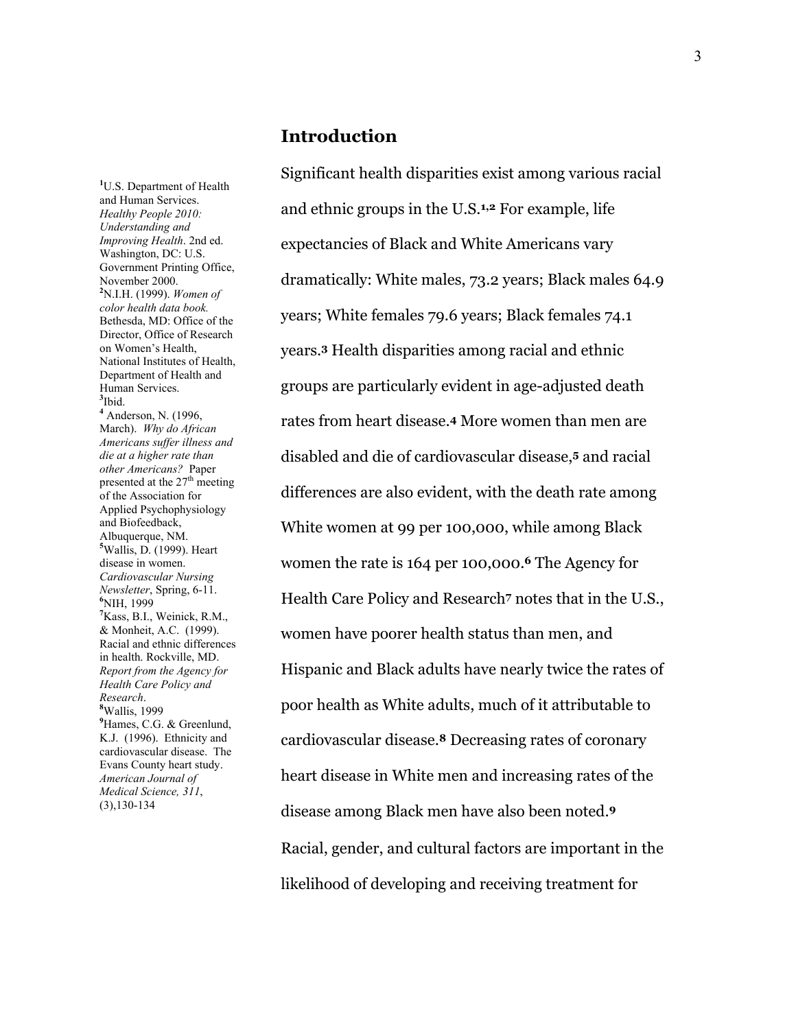## Introduction

Significant health disparities exist among various racial and ethnic groups in the U.S.[1,2] For example, life expectancies of Black and White Americans vary dramatically: White males, 73.2 years; Black males 64.9 years; White females 79.6 years; Black females 74.1 years.[3] Health disparities among racial and ethnic groups are particularly evident in age-adjusted death rates from heart disease.[4] More women than men are disabled and die of cardiovascular disease,[5] and racial differences are also evident, with the death rate among White women at 99 per 100,000, while among Black women the rate is 164 per 100,000.[6] The Agency for Health Care Policy and Research[7] notes that in the U.S., women have poorer health status than men, and Hispanic and Black adults have nearly twice the rates of poor health as White adults, much of it attributable to cardiovascular disease.[8] Decreasing rates of coronary heart disease in White men and increasing rates of the disease among Black men have also been noted.[9] Racial, gender, and cultural factors are important in the likelihood of developing and receiving treatment for

[1] U.S. Department of Health and Human Services. *Healthy People 2010: Understanding and Improving Health*. 2nd ed. Washington, DC: U.S. Government Printing Office, November 2000.
[2] N.I.H. (1999). *Women of color health data book.* Bethesda, MD: Office of the Director, Office of Research on Women's Health, National Institutes of Health, Department of Health and Human Services.
[3] Ibid.
[4] Anderson, N. (1996, March). *Why do African Americans suffer illness and die at a higher rate than other Americans?* Paper presented at the 27th meeting of the Association for Applied Psychophysiology and Biofeedback, Albuquerque, NM.
[5] Wallis, D. (1999). Heart disease in women. *Cardiovascular Nursing Newsletter*, Spring, 6-11.
[6] NIH, 1999
[7] Kass, B.I., Weinick, R.M., & Monheit, A.C. (1999). Racial and ethnic differences in health. Rockville, MD. *Report from the Agency for Health Care Policy and Research*.
[8] Wallis, 1999
[9] Hames, C.G. & Greenlund, K.J. (1996). Ethnicity and cardiovascular disease. The Evans County heart study. *American Journal of Medical Science, 311*, (3),130-134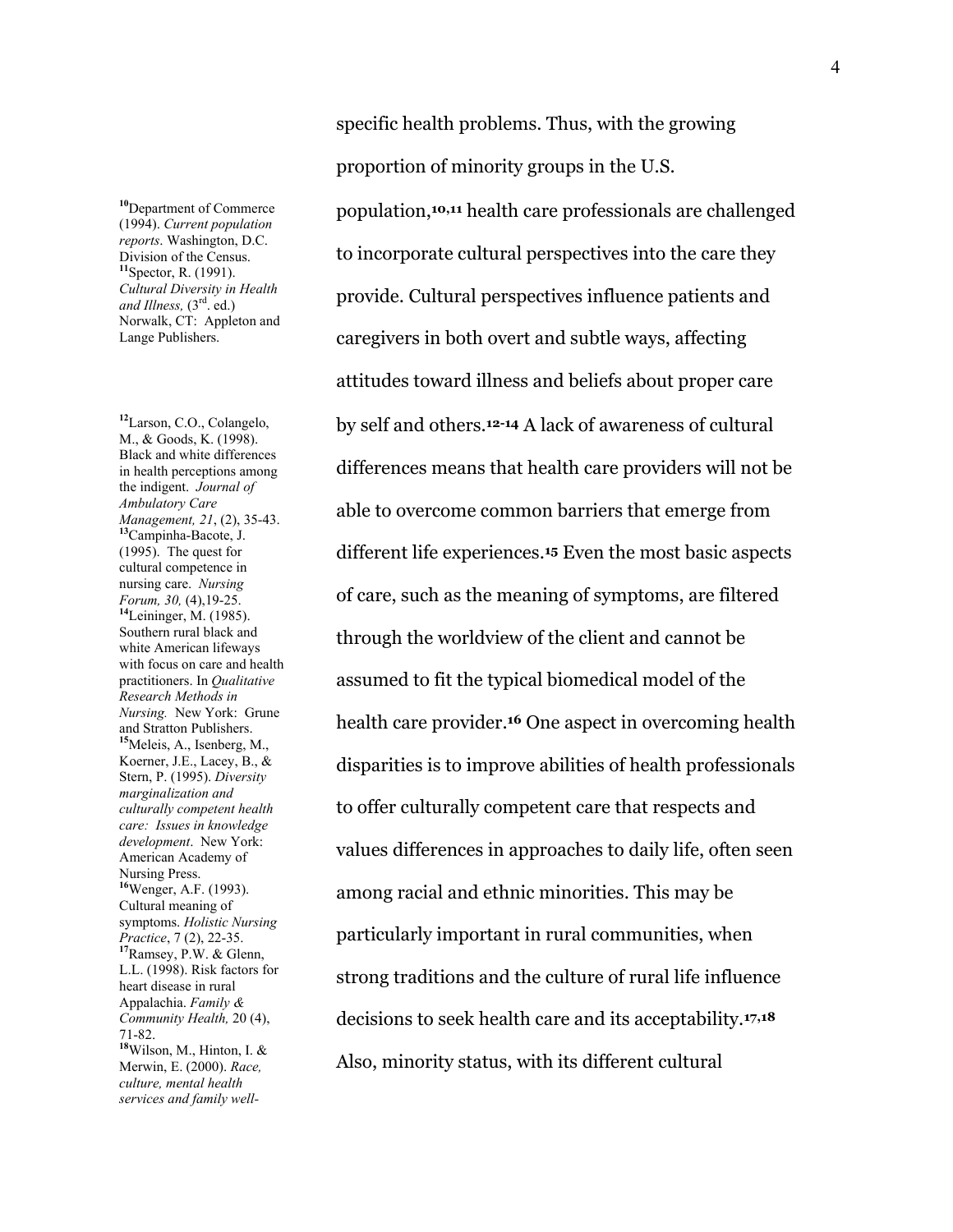specific health problems. Thus, with the growing proportion of minority groups in the U.S. population,[10,11] health care professionals are challenged to incorporate cultural perspectives into the care they provide. Cultural perspectives influence patients and caregivers in both overt and subtle ways, affecting attitudes toward illness and beliefs about proper care by self and others.[12-14] A lack of awareness of cultural differences means that health care providers will not be able to overcome common barriers that emerge from different life experiences.[15] Even the most basic aspects of care, such as the meaning of symptoms, are filtered through the worldview of the client and cannot be assumed to fit the typical biomedical model of the health care provider.[16] One aspect in overcoming health disparities is to improve abilities of health professionals to offer culturally competent care that respects and values differences in approaches to daily life, often seen among racial and ethnic minorities. This may be particularly important in rural communities, when strong traditions and the culture of rural life influence decisions to seek health care and its acceptability.[17,18] Also, minority status, with its different cultural

[10] Department of Commerce (1994). *Current population reports*. Washington, D.C. Division of the Census.
[11] Spector, R. (1991). *Cultural Diversity in Health and Illness,* (3rd. ed.) Norwalk, CT: Appleton and Lange Publishers.

[12] Larson, C.O., Colangelo, M., & Goods, K. (1998). Black and white differences in health perceptions among the indigent. *Journal of Ambulatory Care Management, 21*, (2), 35-43.
[13] Campinha-Bacote, J. (1995). The quest for cultural competence in nursing care. *Nursing Forum, 30,* (4),19-25.
[14] Leininger, M. (1985). Southern rural black and white American lifeways with focus on care and health practitioners. In *Qualitative Research Methods in Nursing.* New York: Grune and Stratton Publishers.
[15] Meleis, A., Isenberg, M., Koerner, J.E., Lacey, B., & Stern, P. (1995). *Diversity marginalization and culturally competent health care: Issues in knowledge development*. New York: American Academy of Nursing Press.
[16] Wenger, A.F. (1993). Cultural meaning of symptoms. *Holistic Nursing Practice*, 7 (2), 22-35.
[17] Ramsey, P.W. & Glenn, L.L. (1998). Risk factors for heart disease in rural Appalachia. *Family & Community Health,* 20 (4), 71-82.
[18] Wilson, M., Hinton, I. & Merwin, E. (2000). *Race, culture, mental health services and family well-*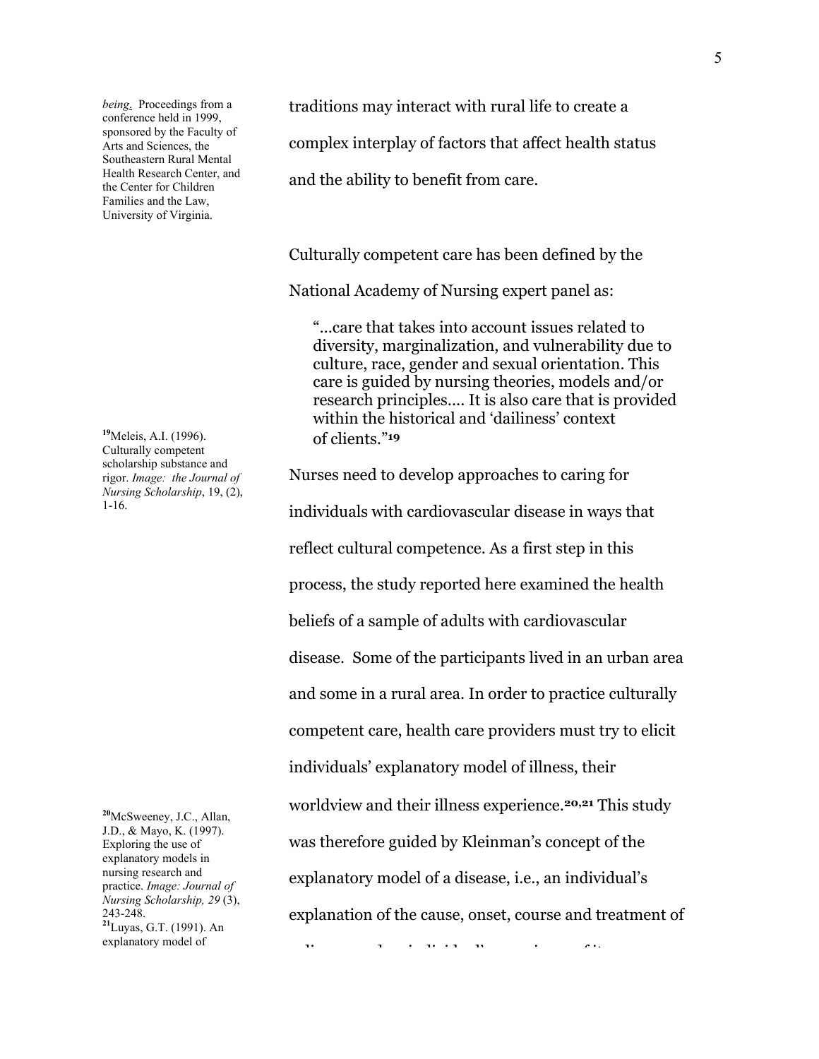*being*. Proceedings from a conference held in 1999, sponsored by the Faculty of Arts and Sciences, the Southeastern Rural Mental Health Research Center, and the Center for Children Families and the Law, University of Virginia.

traditions may interact with rural life to create a complex interplay of factors that affect health status and the ability to benefit from care.

Culturally competent care has been defined by the National Academy of Nursing expert panel as:

> "...care that takes into account issues related to diversity, marginalization, and vulnerability due to culture, race, gender and sexual orientation. This care is guided by nursing theories, models and/or research principles.... It is also care that is provided within the historical and 'dailiness' context of clients."[19]

Nurses need to develop approaches to caring for individuals with cardiovascular disease in ways that reflect cultural competence. As a first step in this process, the study reported here examined the health beliefs of a sample of adults with cardiovascular disease. Some of the participants lived in an urban area and some in a rural area. In order to practice culturally competent care, health care providers must try to elicit individuals' explanatory model of illness, their worldview and their illness experience.[20,21] This study was therefore guided by Kleinman's concept of the explanatory model of a disease, i.e., an individual's explanation of the cause, onset, course and treatment of

[19] Meleis, A.I. (1996). Culturally competent scholarship substance and rigor. *Image: the Journal of Nursing Scholarship*, 19, (2), 1-16.

[20] McSweeney, J.C., Allan, J.D., & Mayo, K. (1997). Exploring the use of explanatory models in nursing research and practice. *Image: Journal of Nursing Scholarship, 29* (3), 243-248.

[21] Luyas, G.T. (1991). An explanatory model of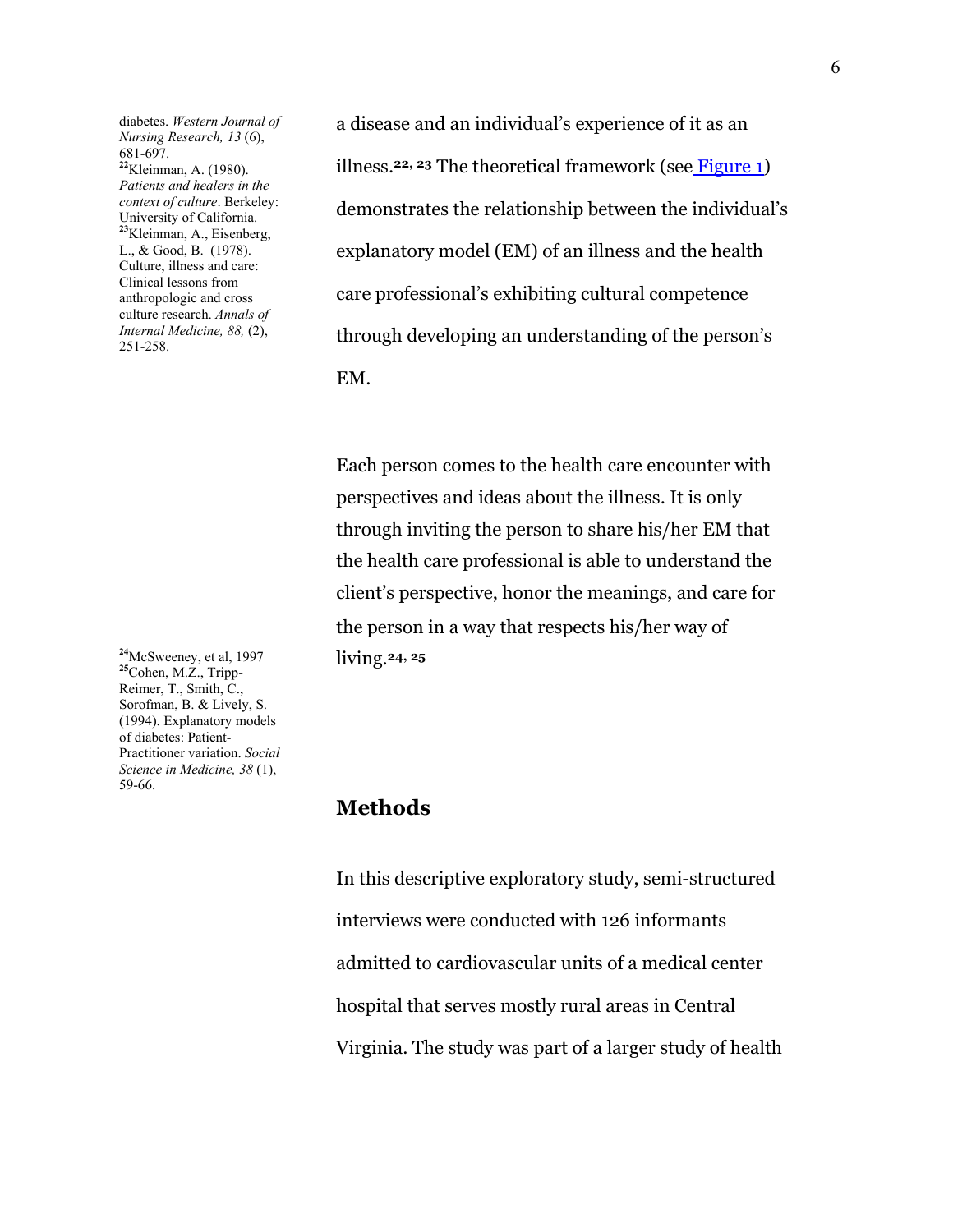a disease and an individual's experience of it as an illness.[22, 23] The theoretical framework (see Figure 1) demonstrates the relationship between the individual's explanatory model (EM) of an illness and the health care professional's exhibiting cultural competence through developing an understanding of the person's EM.

Each person comes to the health care encounter with perspectives and ideas about the illness. It is only through inviting the person to share his/her EM that the health care professional is able to understand the client's perspective, honor the meanings, and care for the person in a way that respects his/her way of living.[24, 25]

## Methods

In this descriptive exploratory study, semi-structured interviews were conducted with 126 informants admitted to cardiovascular units of a medical center hospital that serves mostly rural areas in Central Virginia. The study was part of a larger study of health

diabetes. *Western Journal of Nursing Research, 13* (6), 681-697.

[22]Kleinman, A. (1980). *Patients and healers in the context of culture*. Berkeley: University of California.

[23]Kleinman, A., Eisenberg, L., & Good, B. (1978). Culture, illness and care: Clinical lessons from anthropologic and cross culture research. *Annals of Internal Medicine, 88,* (2), 251-258.

[24]McSweeney, et al, 1997

[25]Cohen, M.Z., Tripp-Reimer, T., Smith, C., Sorofman, B. & Lively, S. (1994). Explanatory models of diabetes: Patient-Practitioner variation. *Social Science in Medicine, 38* (1), 59-66.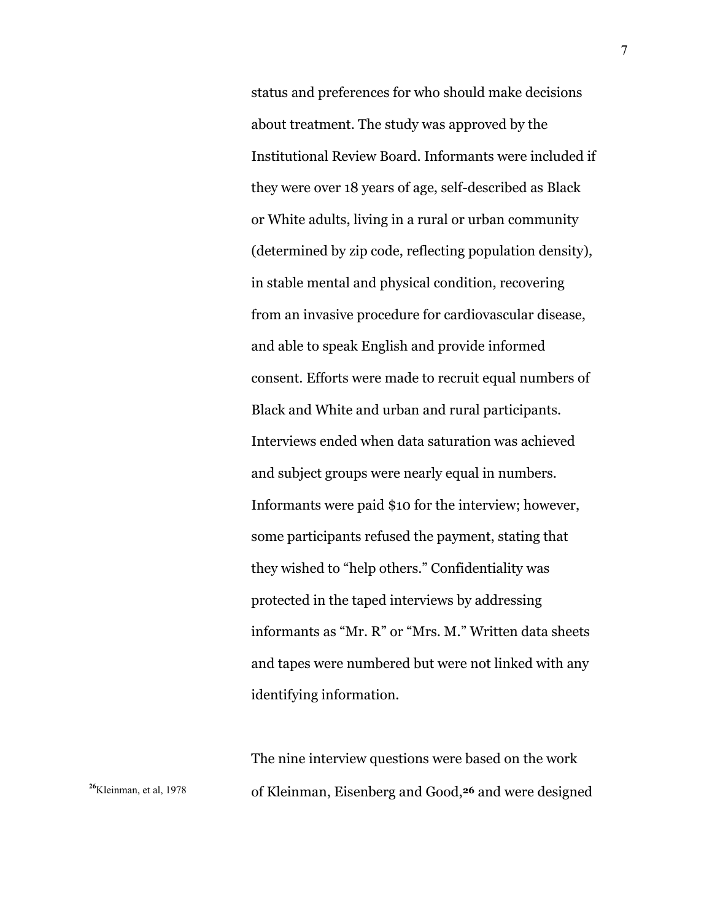status and preferences for who should make decisions about treatment. The study was approved by the Institutional Review Board. Informants were included if they were over 18 years of age, self-described as Black or White adults, living in a rural or urban community (determined by zip code, reflecting population density), in stable mental and physical condition, recovering from an invasive procedure for cardiovascular disease, and able to speak English and provide informed consent. Efforts were made to recruit equal numbers of Black and White and urban and rural participants. Interviews ended when data saturation was achieved and subject groups were nearly equal in numbers. Informants were paid $10 for the interview; however, some participants refused the payment, stating that they wished to "help others." Confidentiality was protected in the taped interviews by addressing informants as "Mr. R" or "Mrs. M." Written data sheets and tapes were numbered but were not linked with any identifying information.

The nine interview questions were based on the work of Kleinman, Eisenberg and Good,[26] and were designed

[26] Kleinman, et al, 1978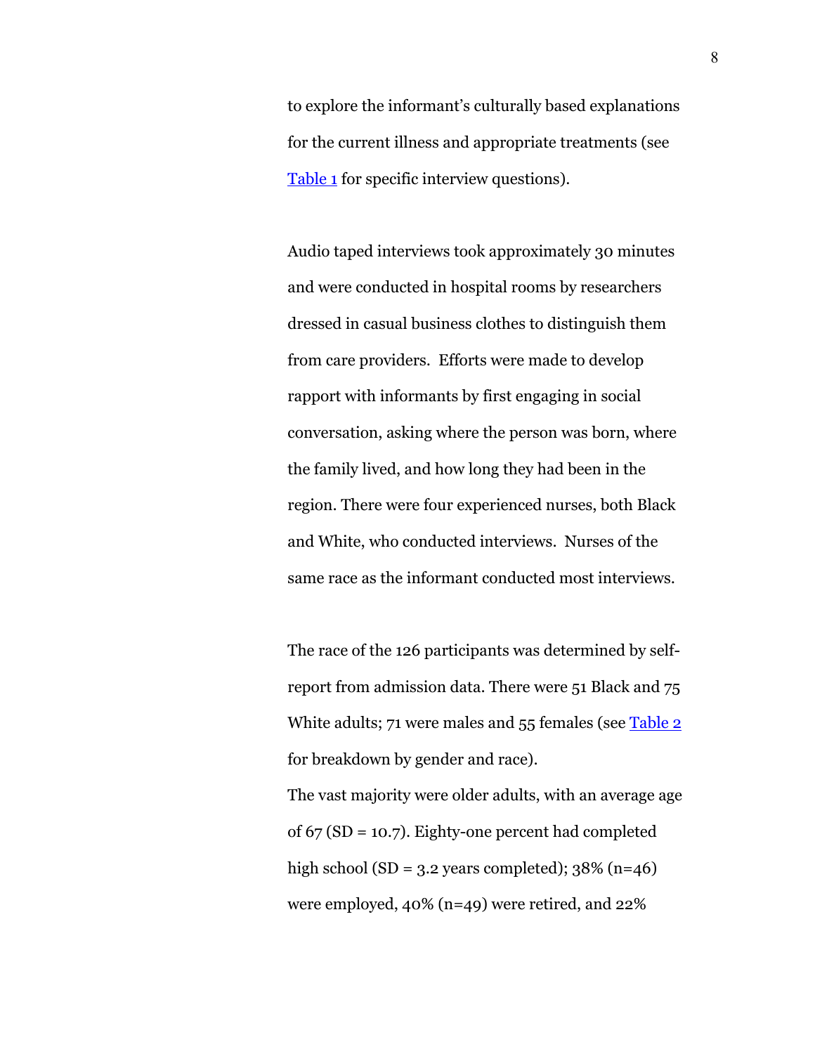to explore the informant's culturally based explanations for the current illness and appropriate treatments (see Table 1 for specific interview questions).

Audio taped interviews took approximately 30 minutes and were conducted in hospital rooms by researchers dressed in casual business clothes to distinguish them from care providers. Efforts were made to develop rapport with informants by first engaging in social conversation, asking where the person was born, where the family lived, and how long they had been in the region. There were four experienced nurses, both Black and White, who conducted interviews. Nurses of the same race as the informant conducted most interviews.

The race of the 126 participants was determined by self-report from admission data. There were 51 Black and 75 White adults; 71 were males and 55 females (see Table 2 for breakdown by gender and race).
The vast majority were older adults, with an average age of 67 (SD = 10.7). Eighty-one percent had completed high school (SD = 3.2 years completed); 38% (n=46) were employed, 40% (n=49) were retired, and 22%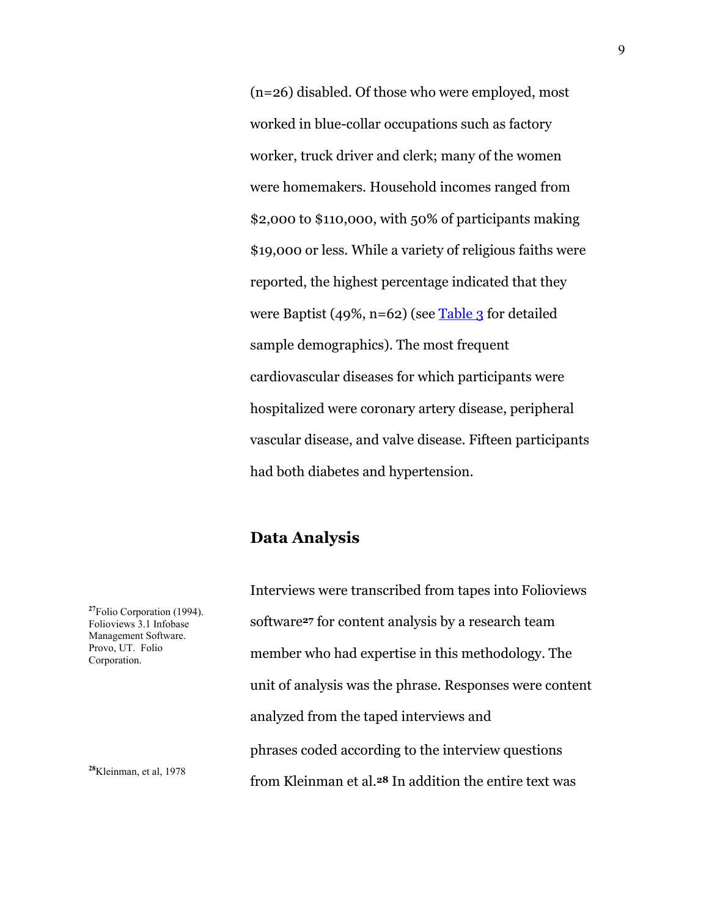(n=26) disabled. Of those who were employed, most worked in blue-collar occupations such as factory worker, truck driver and clerk; many of the women were homemakers. Household incomes ranged from $2,000 to $110,000, with 50% of participants making $19,000 or less. While a variety of religious faiths were reported, the highest percentage indicated that they were Baptist (49%, n=62) (see Table 3 for detailed sample demographics). The most frequent cardiovascular diseases for which participants were hospitalized were coronary artery disease, peripheral vascular disease, and valve disease. Fifteen participants had both diabetes and hypertension.

## Data Analysis

Interviews were transcribed from tapes into Folioviews software[27] for content analysis by a research team member who had expertise in this methodology. The unit of analysis was the phrase. Responses were content analyzed from the taped interviews and phrases coded according to the interview questions from Kleinman et al.[28] In addition the entire text was

[27] Folio Corporation (1994). Folioviews 3.1 Infobase Management Software. Provo, UT. Folio Corporation.

[28] Kleinman, et al, 1978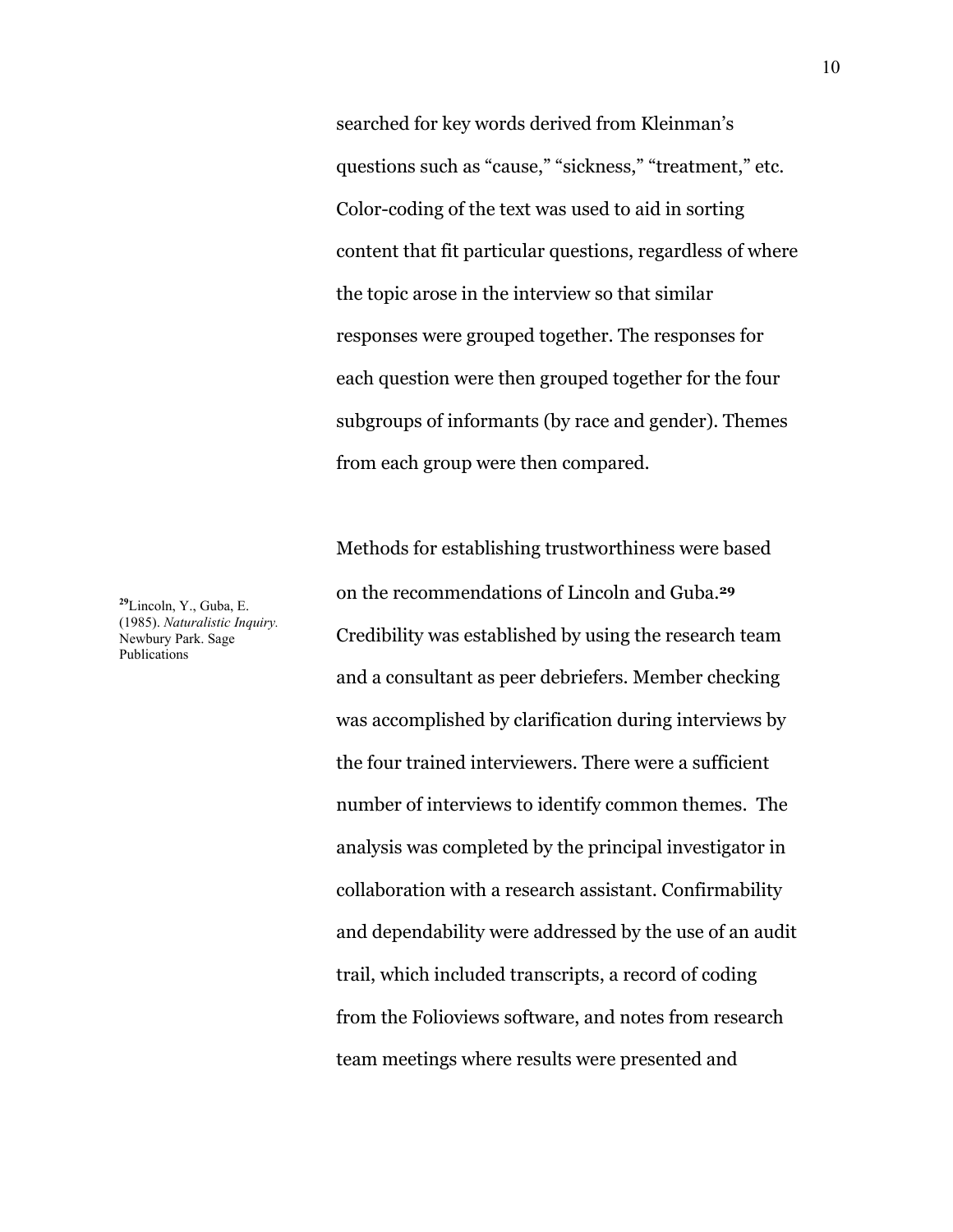searched for key words derived from Kleinman's questions such as "cause," "sickness," "treatment," etc. Color-coding of the text was used to aid in sorting content that fit particular questions, regardless of where the topic arose in the interview so that similar responses were grouped together. The responses for each question were then grouped together for the four subgroups of informants (by race and gender). Themes from each group were then compared.

Methods for establishing trustworthiness were based on the recommendations of Lincoln and Guba.[29] Credibility was established by using the research team and a consultant as peer debriefers. Member checking was accomplished by clarification during interviews by the four trained interviewers. There were a sufficient number of interviews to identify common themes. The analysis was completed by the principal investigator in collaboration with a research assistant. Confirmability and dependability were addressed by the use of an audit trail, which included transcripts, a record of coding from the Folioviews software, and notes from research team meetings where results were presented and

[29] Lincoln, Y., Guba, E. (1985). *Naturalistic Inquiry.* Newbury Park. Sage Publications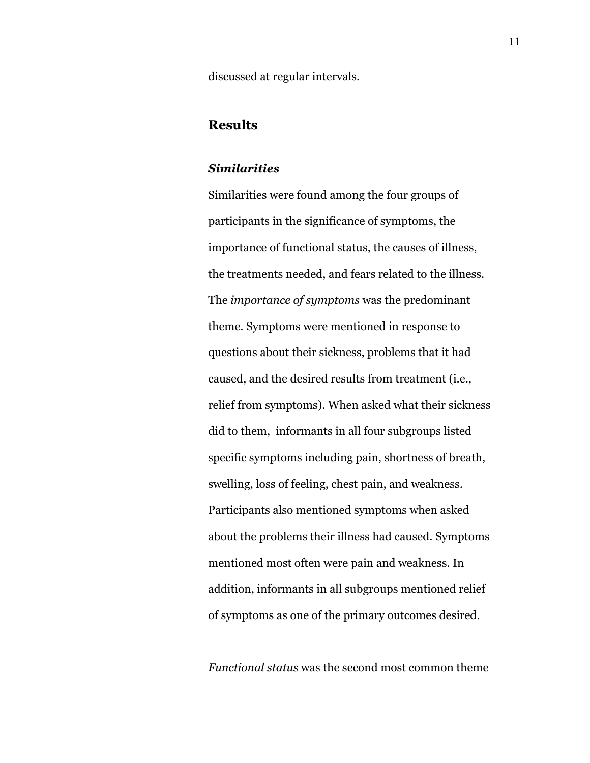discussed at regular intervals.

## Results

### *Similarities*

Similarities were found among the four groups of participants in the significance of symptoms, the importance of functional status, the causes of illness, the treatments needed, and fears related to the illness. The *importance of symptoms* was the predominant theme. Symptoms were mentioned in response to questions about their sickness, problems that it had caused, and the desired results from treatment (i.e., relief from symptoms). When asked what their sickness did to them, informants in all four subgroups listed specific symptoms including pain, shortness of breath, swelling, loss of feeling, chest pain, and weakness. Participants also mentioned symptoms when asked about the problems their illness had caused. Symptoms mentioned most often were pain and weakness. In addition, informants in all subgroups mentioned relief of symptoms as one of the primary outcomes desired.

*Functional status* was the second most common theme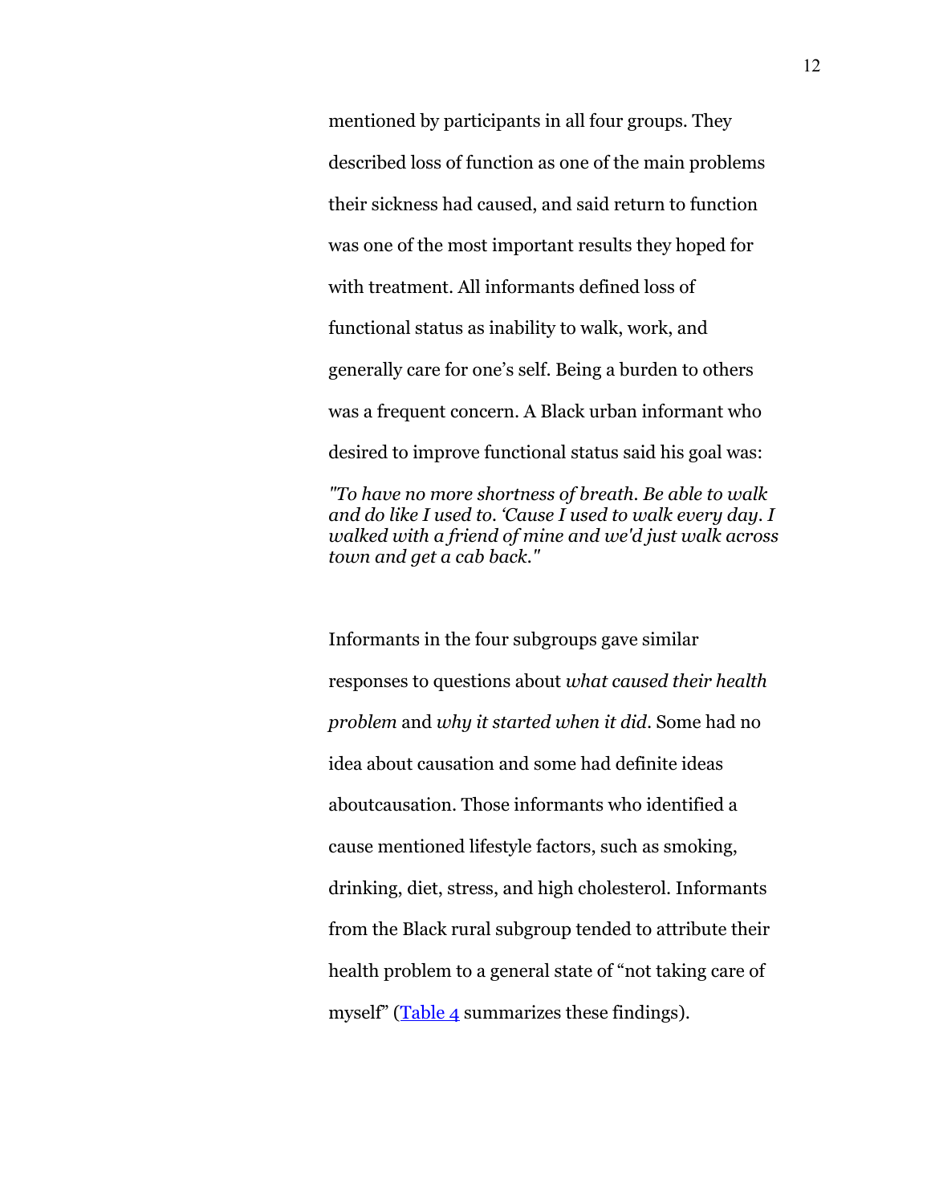mentioned by participants in all four groups. They described loss of function as one of the main problems their sickness had caused, and said return to function was one of the most important results they hoped for with treatment. All informants defined loss of functional status as inability to walk, work, and generally care for one's self. Being a burden to others was a frequent concern. A Black urban informant who desired to improve functional status said his goal was:

*"To have no more shortness of breath. Be able to walk and do like I used to. 'Cause I used to walk every day. I walked with a friend of mine and we'd just walk across town and get a cab back."*

Informants in the four subgroups gave similar responses to questions about *what caused their health problem* and *why it started when it did*. Some had no idea about causation and some had definite ideas aboutcausation. Those informants who identified a cause mentioned lifestyle factors, such as smoking, drinking, diet, stress, and high cholesterol. Informants from the Black rural subgroup tended to attribute their health problem to a general state of "not taking care of myself" (Table 4 summarizes these findings).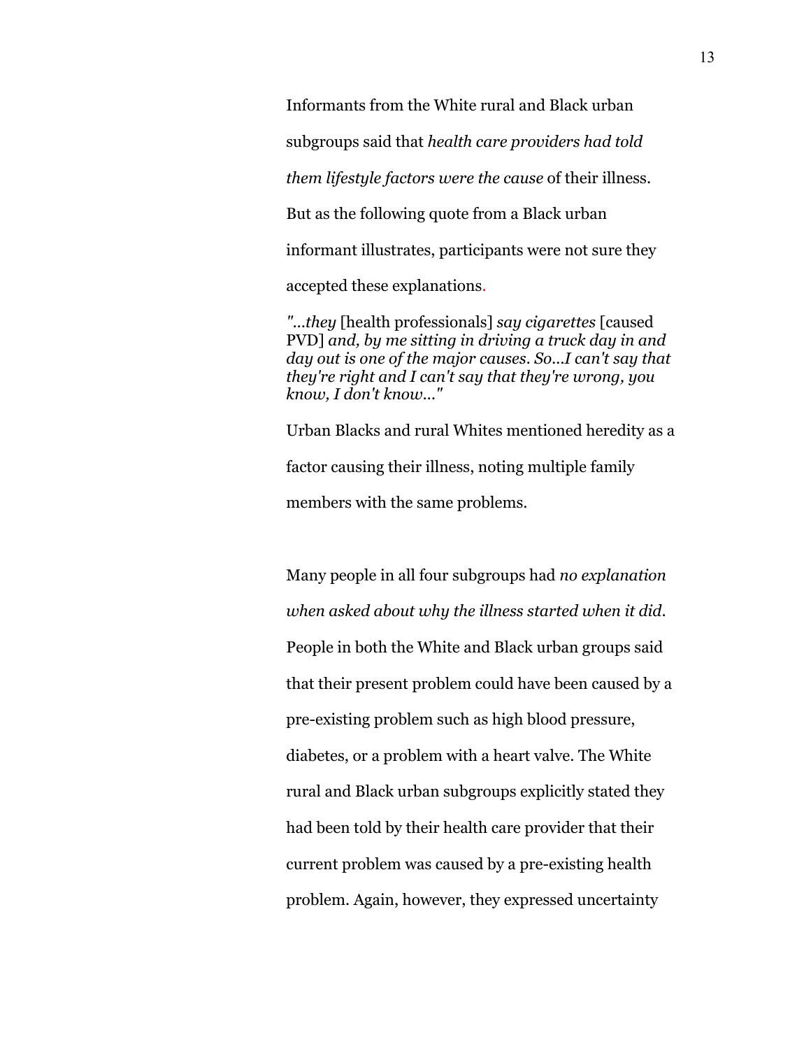Informants from the White rural and Black urban subgroups said that *health care providers had told them lifestyle factors were the cause* of their illness. But as the following quote from a Black urban informant illustrates, participants were not sure they accepted these explanations.

*"...they* [health professionals] *say cigarettes* [caused PVD] *and, by me sitting in driving a truck day in and day out is one of the major causes. So...I can't say that they're right and I can't say that they're wrong, you know, I don't know..."*

Urban Blacks and rural Whites mentioned heredity as a factor causing their illness, noting multiple family members with the same problems.

Many people in all four subgroups had *no explanation when asked about why the illness started when it did*. People in both the White and Black urban groups said that their present problem could have been caused by a pre-existing problem such as high blood pressure, diabetes, or a problem with a heart valve. The White rural and Black urban subgroups explicitly stated they had been told by their health care provider that their current problem was caused by a pre-existing health problem. Again, however, they expressed uncertainty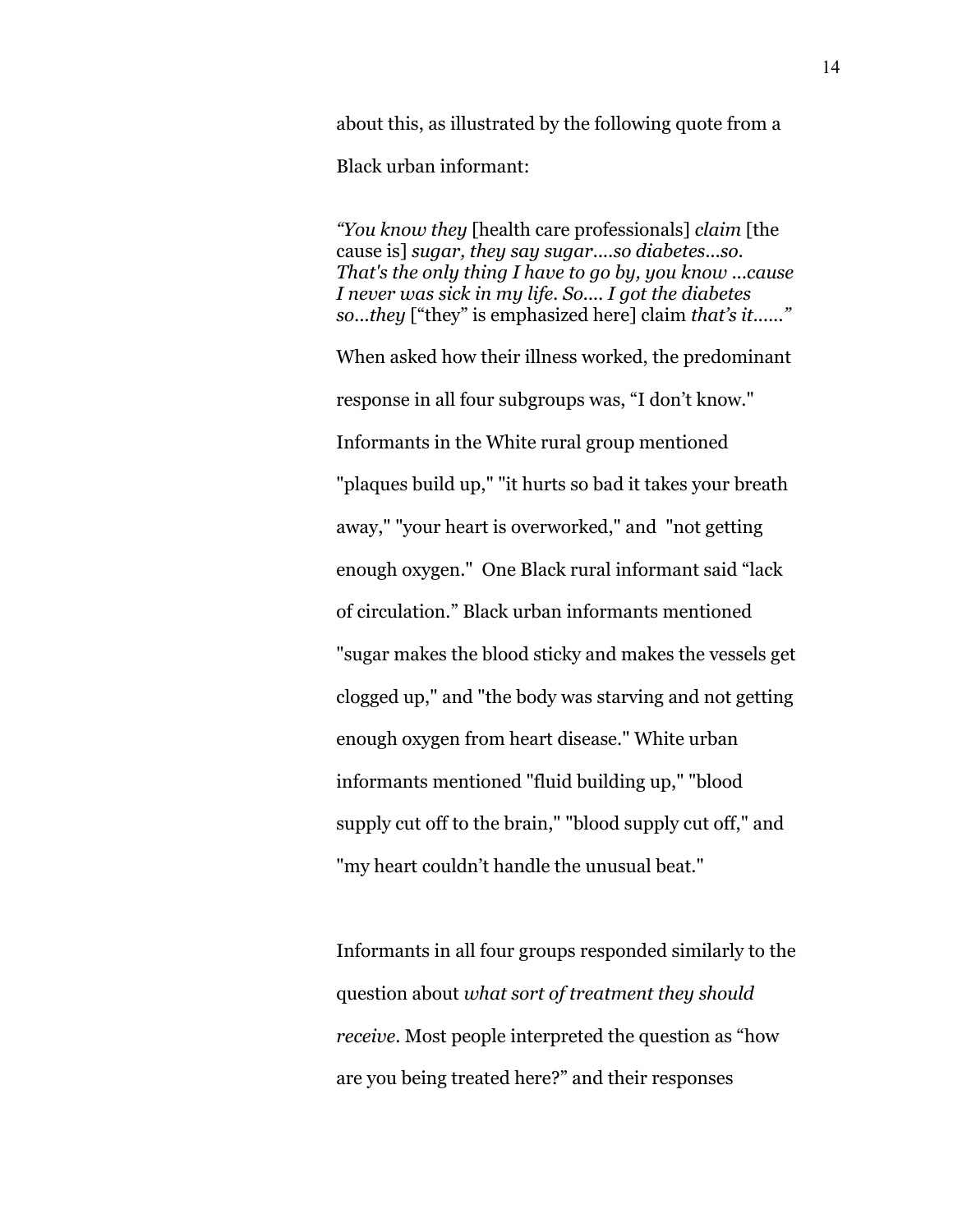about this, as illustrated by the following quote from a Black urban informant:

> *"You know they* [health care professionals] *claim* [the cause is] *sugar, they say sugar….so diabetes…so. That's the only thing I have to go by, you know …cause I never was sick in my life. So…. I got the diabetes so…they* ["they" is emphasized here] claim *that's it……"*

When asked how their illness worked, the predominant response in all four subgroups was, "I don't know." Informants in the White rural group mentioned "plaques build up," "it hurts so bad it takes your breath away," "your heart is overworked," and "not getting enough oxygen." One Black rural informant said "lack of circulation." Black urban informants mentioned "sugar makes the blood sticky and makes the vessels get clogged up," and "the body was starving and not getting enough oxygen from heart disease." White urban informants mentioned "fluid building up," "blood supply cut off to the brain," "blood supply cut off," and "my heart couldn't handle the unusual beat."

Informants in all four groups responded similarly to the question about *what sort of treatment they should receive*. Most people interpreted the question as "how are you being treated here?" and their responses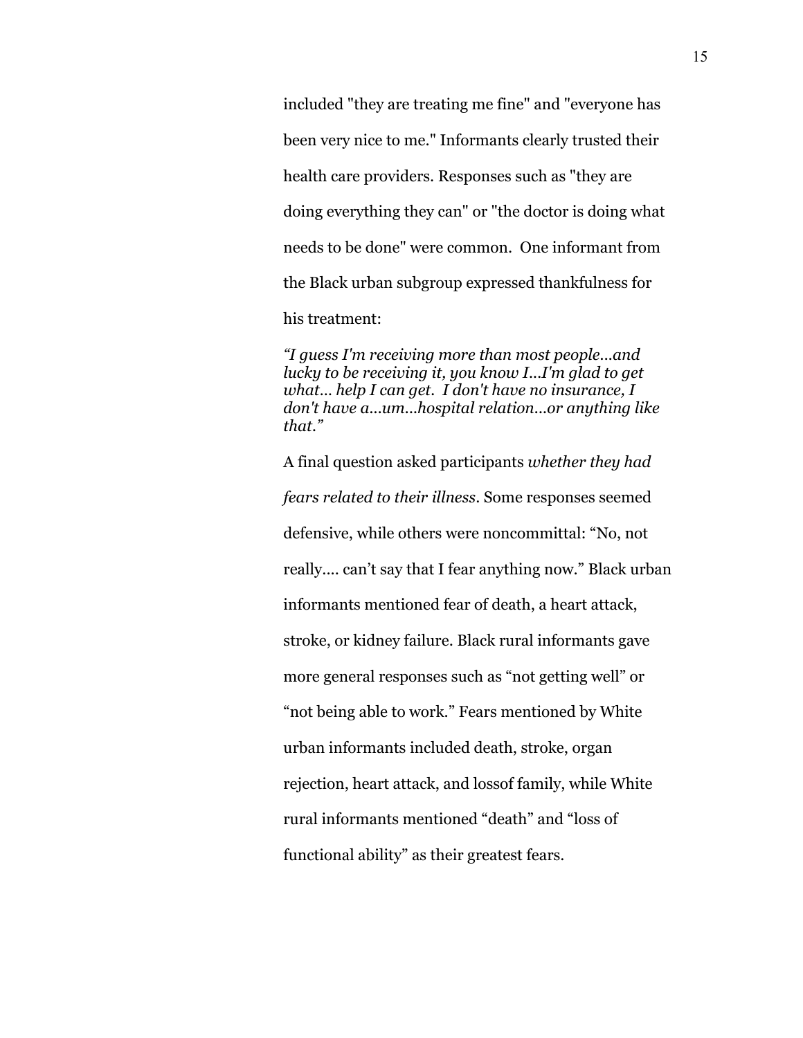included "they are treating me fine" and "everyone has been very nice to me." Informants clearly trusted their health care providers. Responses such as "they are doing everything they can" or "the doctor is doing what needs to be done" were common. One informant from the Black urban subgroup expressed thankfulness for his treatment:

*"I guess I'm receiving more than most people...and lucky to be receiving it, you know I...I'm glad to get what... help I can get. I don't have no insurance, I don't have a...um...hospital relation...or anything like that."*

A final question asked participants *whether they had fears related to their illness*. Some responses seemed defensive, while others were noncommittal: "No, not really.... can't say that I fear anything now." Black urban informants mentioned fear of death, a heart attack, stroke, or kidney failure. Black rural informants gave more general responses such as "not getting well" or "not being able to work." Fears mentioned by White urban informants included death, stroke, organ rejection, heart attack, and lossof family, while White rural informants mentioned "death" and "loss of functional ability" as their greatest fears.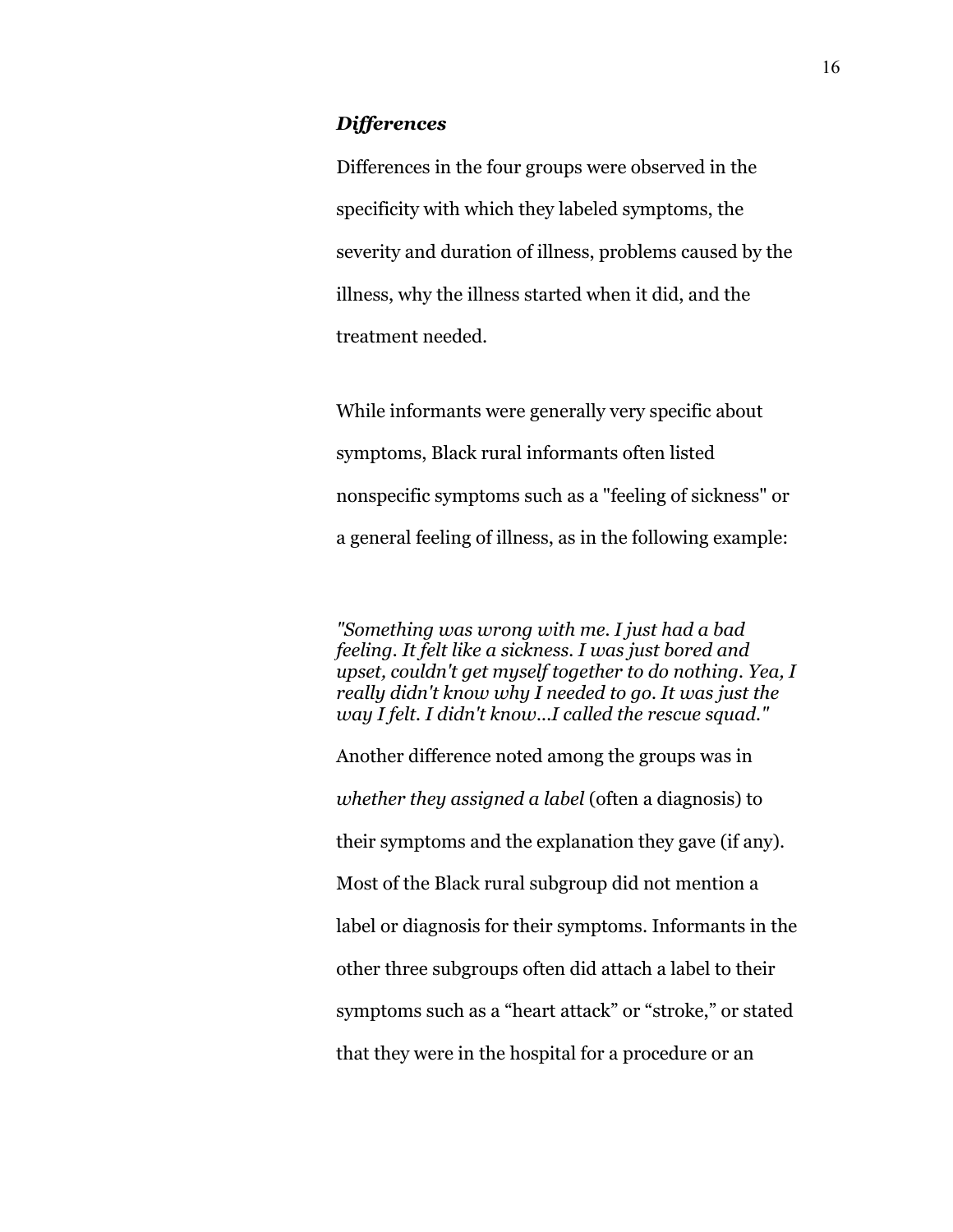### *Differences*

Differences in the four groups were observed in the specificity with which they labeled symptoms, the severity and duration of illness, problems caused by the illness, why the illness started when it did, and the treatment needed.

While informants were generally very specific about symptoms, Black rural informants often listed nonspecific symptoms such as a "feeling of sickness" or a general feeling of illness, as in the following example:

*"Something was wrong with me. I just had a bad feeling. It felt like a sickness. I was just bored and upset, couldn't get myself together to do nothing. Yea, I really didn't know why I needed to go. It was just the way I felt. I didn't know...I called the rescue squad."*

Another difference noted among the groups was in *whether they assigned a label* (often a diagnosis) to their symptoms and the explanation they gave (if any). Most of the Black rural subgroup did not mention a label or diagnosis for their symptoms. Informants in the other three subgroups often did attach a label to their symptoms such as a “heart attack” or “stroke,” or stated that they were in the hospital for a procedure or an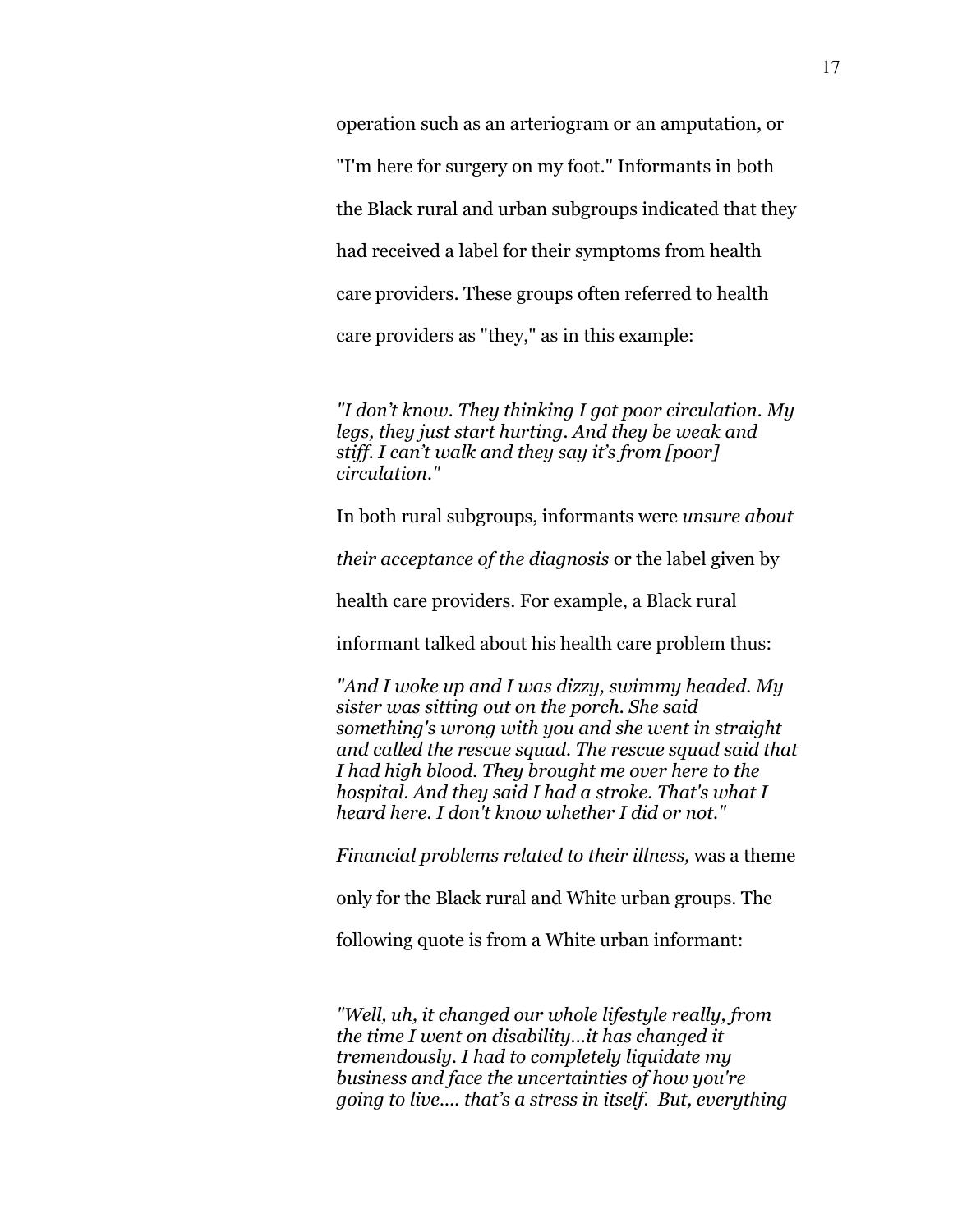operation such as an arteriogram or an amputation, or "I'm here for surgery on my foot." Informants in both the Black rural and urban subgroups indicated that they had received a label for their symptoms from health care providers. These groups often referred to health care providers as "they," as in this example:

*"I don't know. They thinking I got poor circulation. My legs, they just start hurting. And they be weak and stiff. I can't walk and they say it's from [poor] circulation."*

In both rural subgroups, informants were *unsure about their acceptance of the diagnosis* or the label given by health care providers. For example, a Black rural informant talked about his health care problem thus:

*"And I woke up and I was dizzy, swimmy headed. My sister was sitting out on the porch. She said something's wrong with you and she went in straight and called the rescue squad. The rescue squad said that I had high blood. They brought me over here to the hospital. And they said I had a stroke. That's what I heard here. I don't know whether I did or not."*

*Financial problems related to their illness,* was a theme only for the Black rural and White urban groups. The following quote is from a White urban informant:

*"Well, uh, it changed our whole lifestyle really, from the time I went on disability…it has changed it tremendously. I had to completely liquidate my business and face the uncertainties of how you're going to live…. that's a stress in itself. But, everything*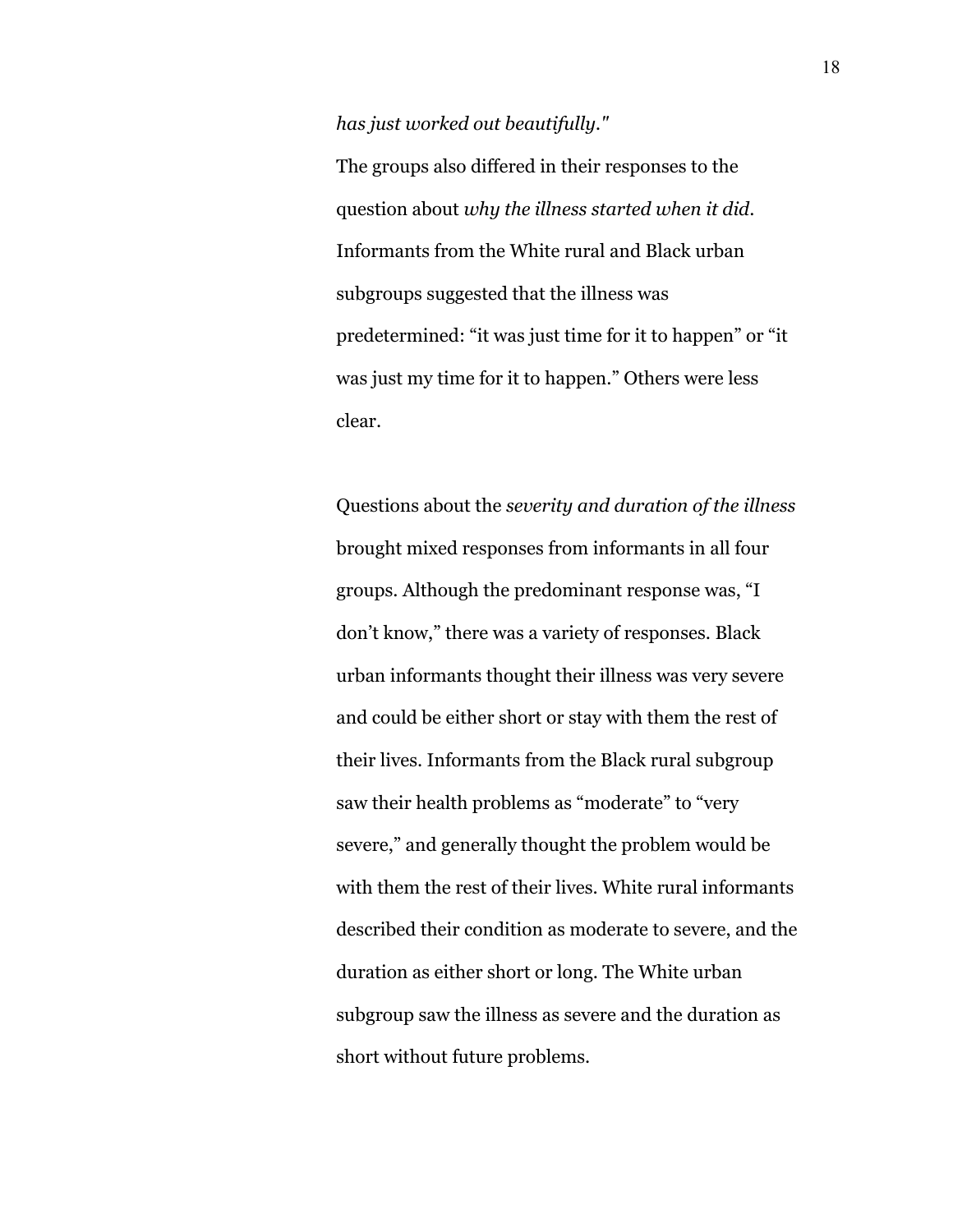*has just worked out beautifully."*

The groups also differed in their responses to the question about *why the illness started when it did*. Informants from the White rural and Black urban subgroups suggested that the illness was predetermined: "it was just time for it to happen" or "it was just my time for it to happen." Others were less clear.

Questions about the *severity and duration of the illness* brought mixed responses from informants in all four groups. Although the predominant response was, "I don't know," there was a variety of responses. Black urban informants thought their illness was very severe and could be either short or stay with them the rest of their lives. Informants from the Black rural subgroup saw their health problems as "moderate" to "very severe," and generally thought the problem would be with them the rest of their lives. White rural informants described their condition as moderate to severe, and the duration as either short or long. The White urban subgroup saw the illness as severe and the duration as short without future problems.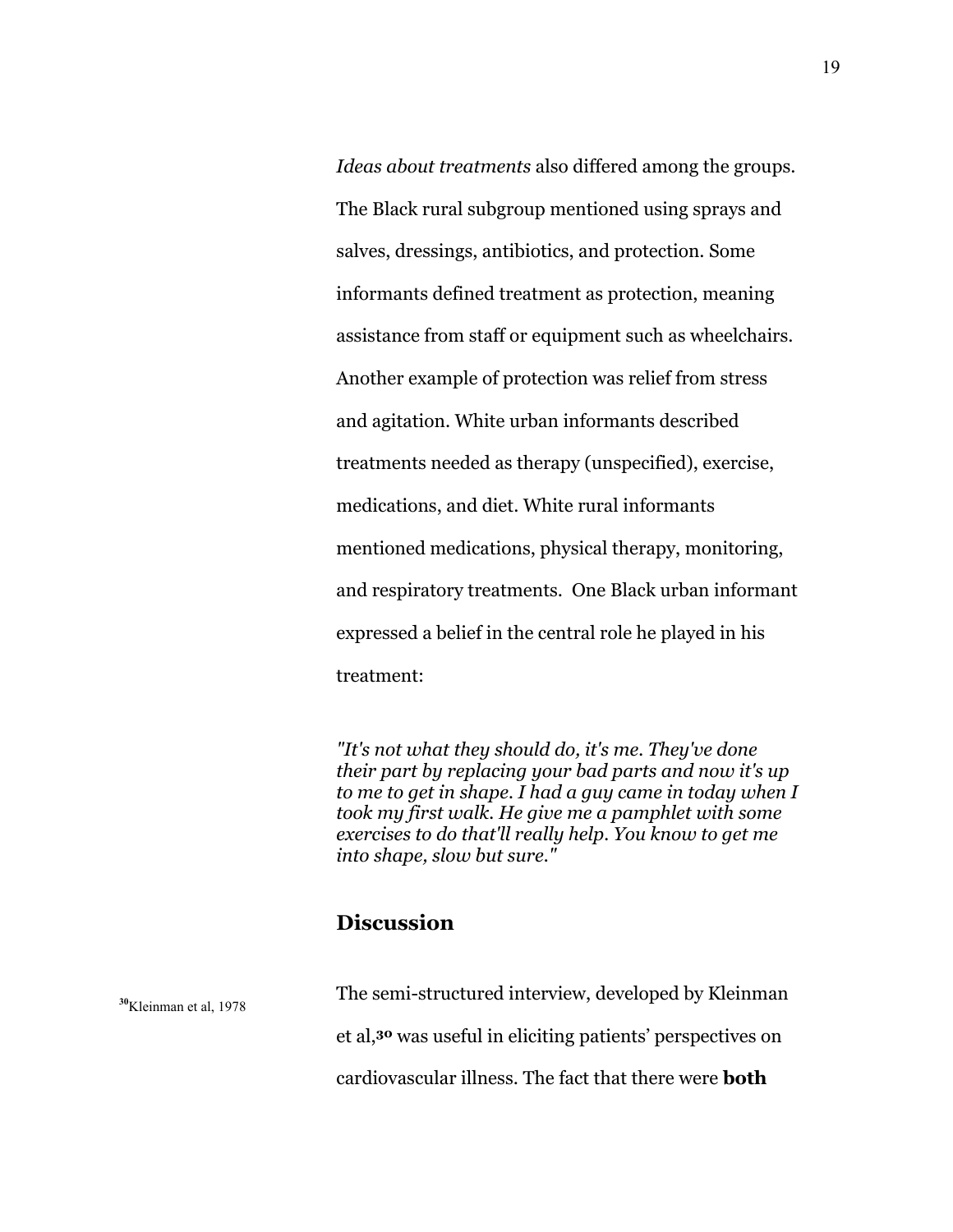*Ideas about treatments* also differed among the groups. The Black rural subgroup mentioned using sprays and salves, dressings, antibiotics, and protection. Some informants defined treatment as protection, meaning assistance from staff or equipment such as wheelchairs. Another example of protection was relief from stress and agitation. White urban informants described treatments needed as therapy (unspecified), exercise, medications, and diet. White rural informants mentioned medications, physical therapy, monitoring, and respiratory treatments. One Black urban informant expressed a belief in the central role he played in his treatment:

*"It's not what they should do, it's me. They've done their part by replacing your bad parts and now it's up to me to get in shape. I had a guy came in today when I took my first walk. He give me a pamphlet with some exercises to do that'll really help. You know to get me into shape, slow but sure."*

## Discussion

[30]Kleinman et al, 1978

The semi-structured interview, developed by Kleinman et al,[30] was useful in eliciting patients' perspectives on cardiovascular illness. The fact that there were **both**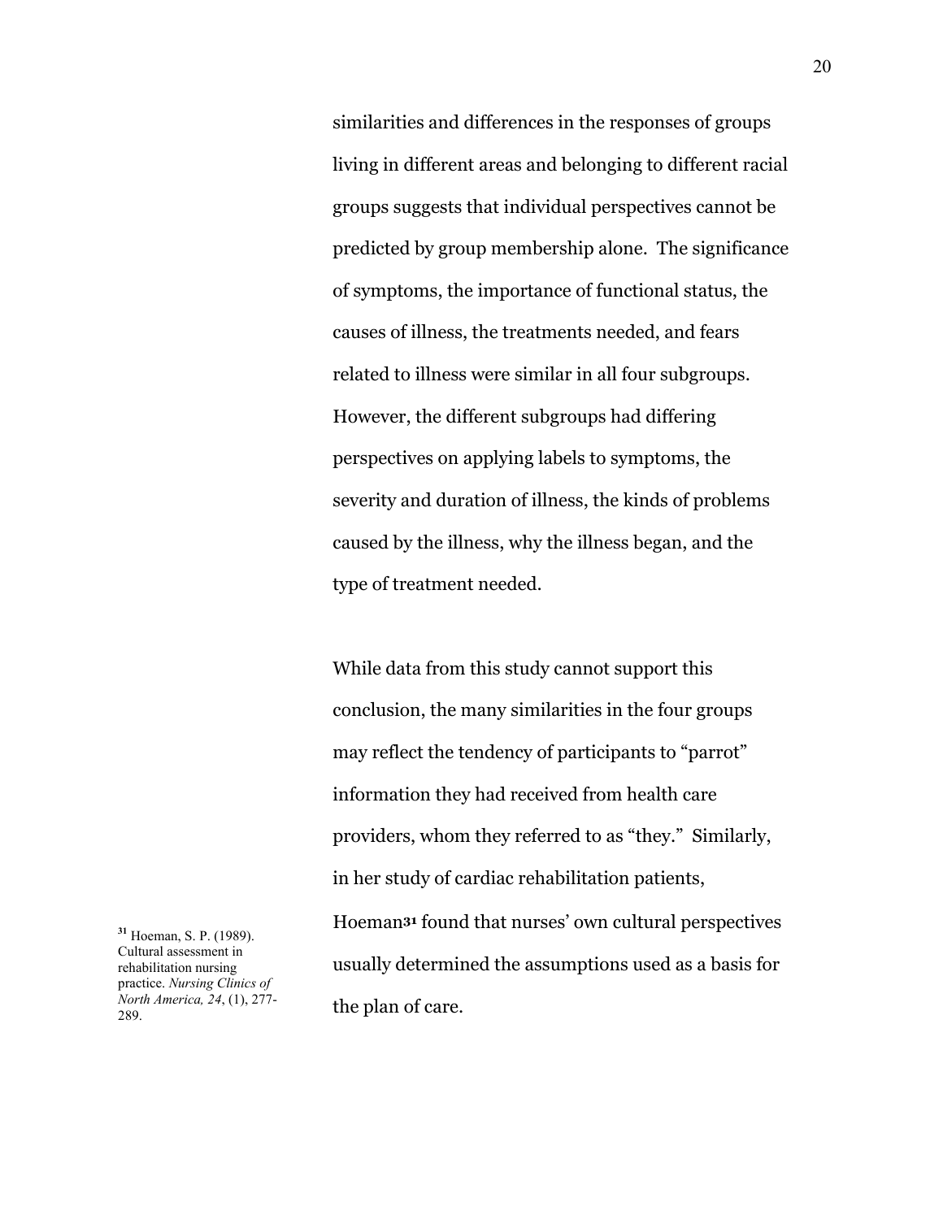similarities and differences in the responses of groups living in different areas and belonging to different racial groups suggests that individual perspectives cannot be predicted by group membership alone. The significance of symptoms, the importance of functional status, the causes of illness, the treatments needed, and fears related to illness were similar in all four subgroups. However, the different subgroups had differing perspectives on applying labels to symptoms, the severity and duration of illness, the kinds of problems caused by the illness, why the illness began, and the type of treatment needed.

While data from this study cannot support this conclusion, the many similarities in the four groups may reflect the tendency of participants to "parrot" information they had received from health care providers, whom they referred to as "they." Similarly, in her study of cardiac rehabilitation patients, Hoeman[31] found that nurses' own cultural perspectives usually determined the assumptions used as a basis for the plan of care.

[31] Hoeman, S. P. (1989). Cultural assessment in rehabilitation nursing practice. *Nursing Clinics of North America, 24*, (1), 277-289.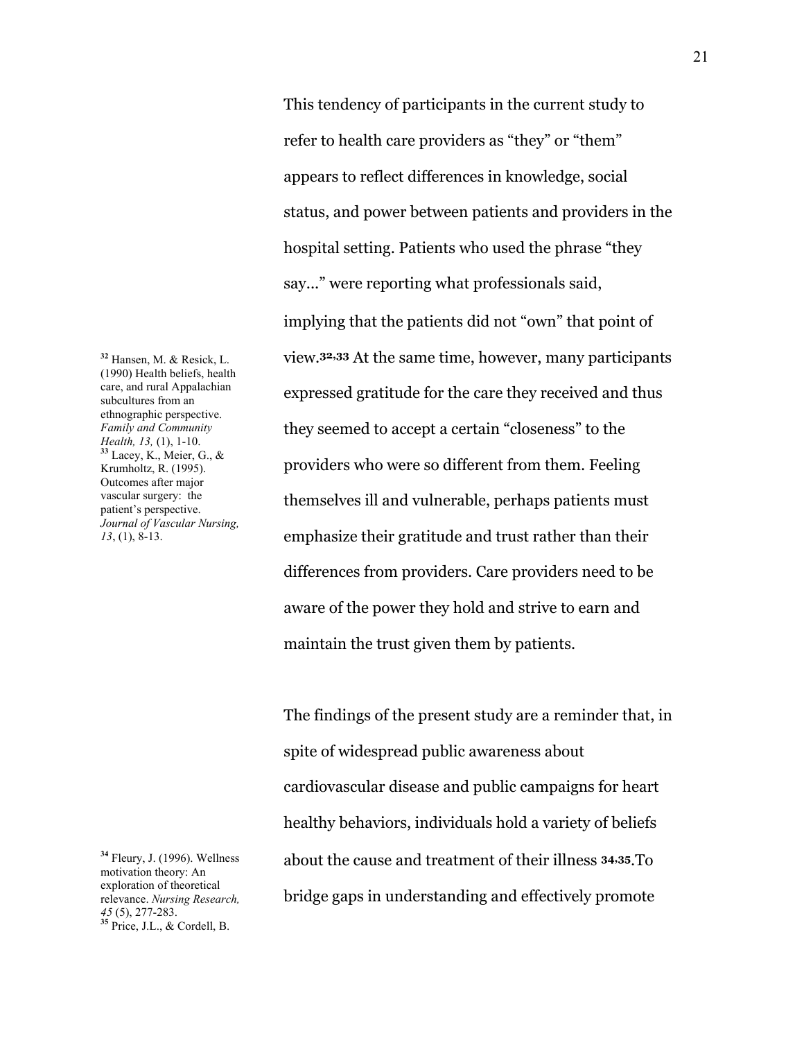This tendency of participants in the current study to refer to health care providers as "they" or "them" appears to reflect differences in knowledge, social status, and power between patients and providers in the hospital setting. Patients who used the phrase "they say..." were reporting what professionals said, implying that the patients did not "own" that point of view.[32,33] At the same time, however, many participants expressed gratitude for the care they received and thus they seemed to accept a certain "closeness" to the providers who were so different from them. Feeling themselves ill and vulnerable, perhaps patients must emphasize their gratitude and trust rather than their differences from providers. Care providers need to be aware of the power they hold and strive to earn and maintain the trust given them by patients.

The findings of the present study are a reminder that, in spite of widespread public awareness about cardiovascular disease and public campaigns for heart healthy behaviors, individuals hold a variety of beliefs about the cause and treatment of their illness [34,35].To bridge gaps in understanding and effectively promote

[32] Hansen, M. & Resick, L. (1990) Health beliefs, health care, and rural Appalachian subcultures from an ethnographic perspective. *Family and Community Health, 13,* (1), 1-10.
[33] Lacey, K., Meier, G., & Krumholtz, R. (1995). Outcomes after major vascular surgery: the patient's perspective. *Journal of Vascular Nursing, 13*, (1), 8-13.

[34] Fleury, J. (1996). Wellness motivation theory: An exploration of theoretical relevance. *Nursing Research, 45* (5), 277-283.
[35] Price, J.L., & Cordell, B.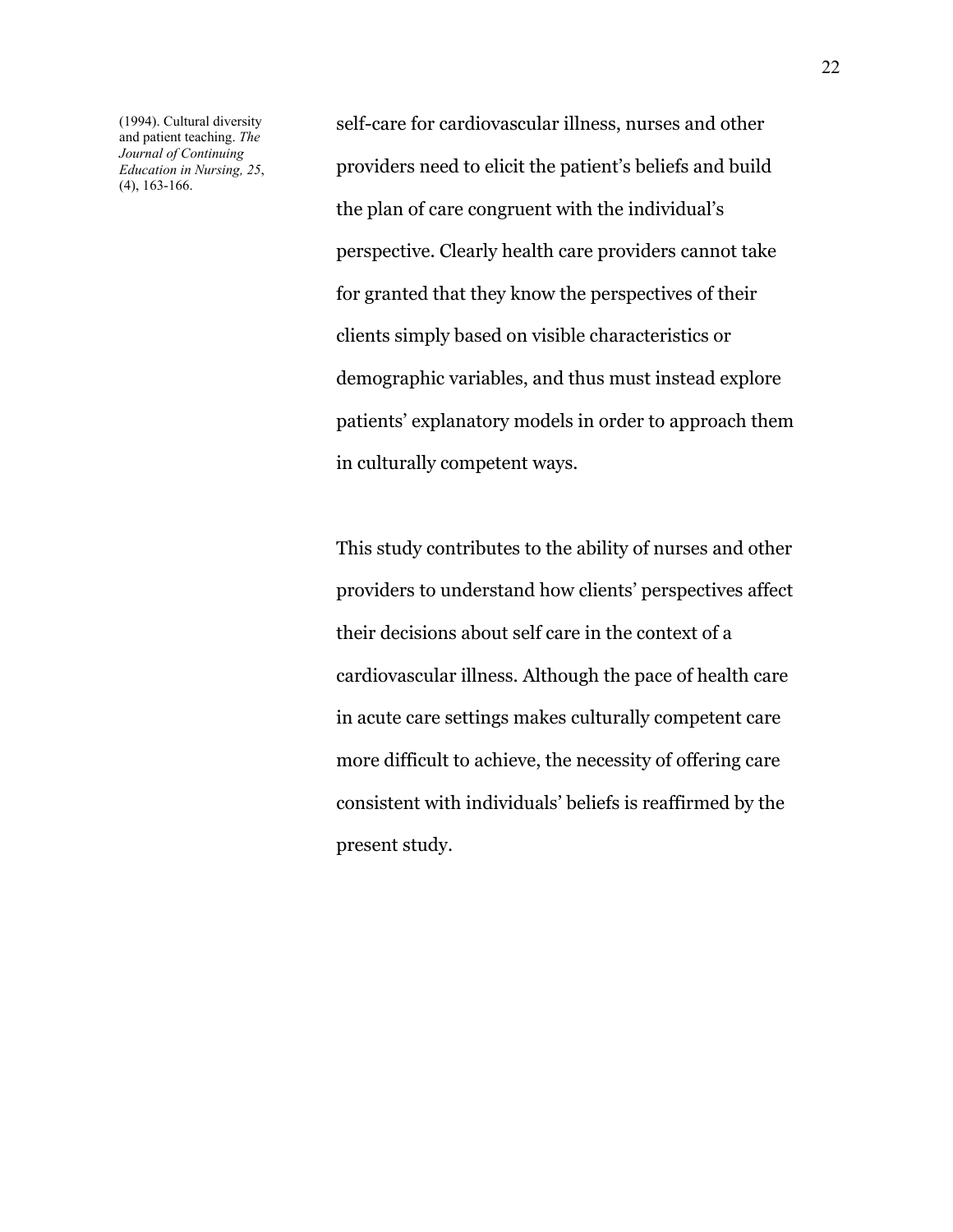(1994). Cultural diversity and patient teaching. *The Journal of Continuing Education in Nursing, 25*, (4), 163-166.

self-care for cardiovascular illness, nurses and other providers need to elicit the patient's beliefs and build the plan of care congruent with the individual's perspective. Clearly health care providers cannot take for granted that they know the perspectives of their clients simply based on visible characteristics or demographic variables, and thus must instead explore patients' explanatory models in order to approach them in culturally competent ways.

This study contributes to the ability of nurses and other providers to understand how clients' perspectives affect their decisions about self care in the context of a cardiovascular illness. Although the pace of health care in acute care settings makes culturally competent care more difficult to achieve, the necessity of offering care consistent with individuals' beliefs is reaffirmed by the present study.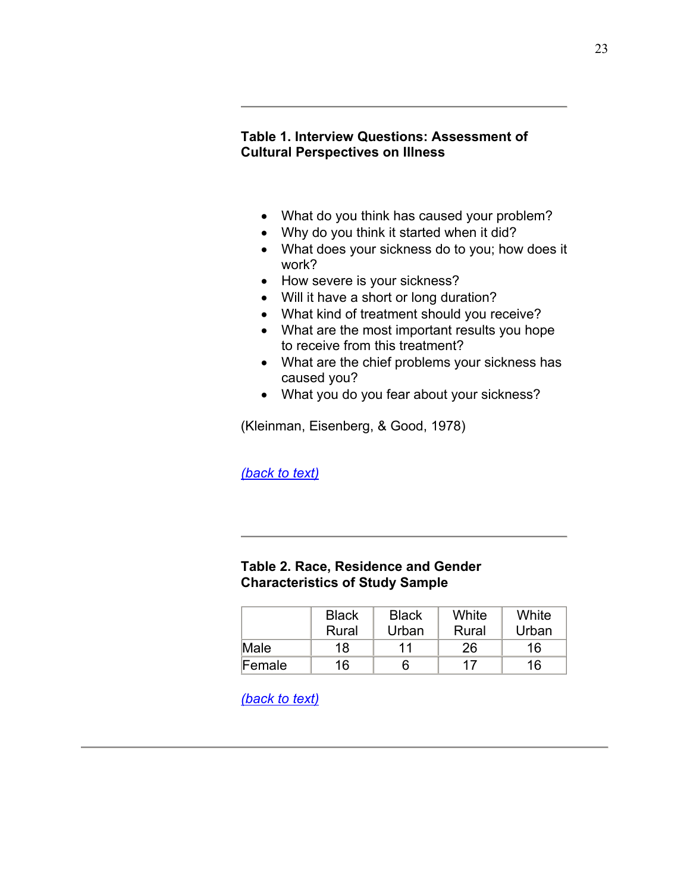---

**Table 1. Interview Questions: Assessment of Cultural Perspectives on Illness**

- What do you think has caused your problem?
- Why do you think it started when it did?
- What does your sickness do to you; how does it work?
- How severe is your sickness?
- Will it have a short or long duration?
- What kind of treatment should you receive?
- What are the most important results you hope to receive from this treatment?
- What are the chief problems your sickness has caused you?
- What you do you fear about your sickness?

(Kleinman, Eisenberg, & Good, 1978)

*(back to text)*

---

**Table 2. Race, Residence and Gender Characteristics of Study Sample**

| | Black Rural | Black Urban | White Rural | White Urban |
|---|---|---|---|---|
| Male | 18 | 11 | 26 | 16 |
| Female | 16 | 6 | 17 | 16 |

*(back to text)*

---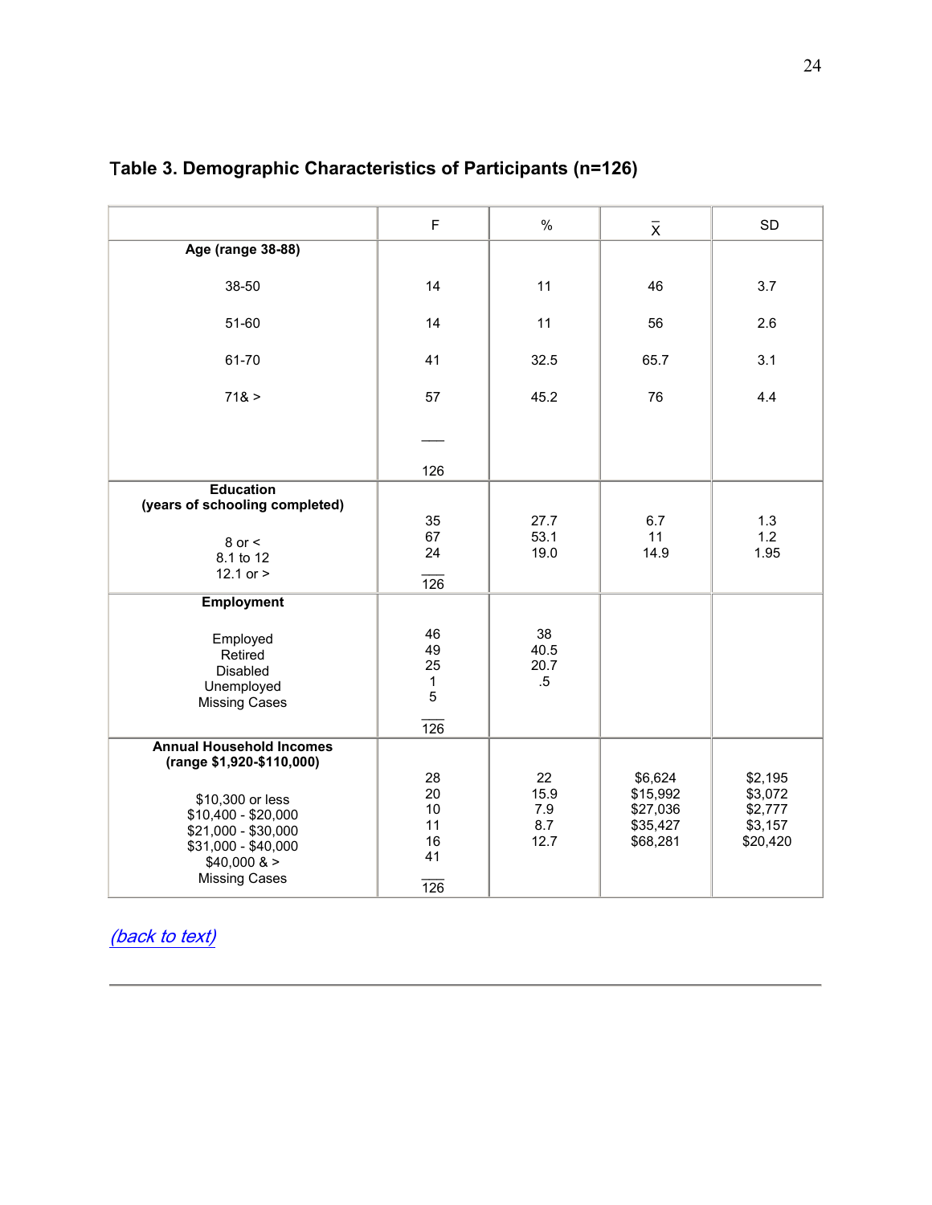### Table 3. Demographic Characteristics of Participants (n=126)

| | F | % | $\bar{X}$ | SD |
|---|---|---|---|---|
| **Age (range 38-88)** | | | | |
| 38-50 | 14 | 11 | 46 | 3.7 |
| 51-60 | 14 | 11 | 56 | 2.6 |
| 61-70 | 41 | 32.5 | 65.7 | 3.1 |
| 71& > | 57 | 45.2 | 76 | 4.4 |
| | 126 | | | |
| **Education (years of schooling completed)** | | | | |
| 8 or < | 35 | 27.7 | 6.7 | 1.3 |
| 8.1 to 12 | 67 | 53.1 | 11 | 1.2 |
| 12.1 or > | 24 | 19.0 | 14.9 | 1.95 |
| | 126 | | | |
| **Employment** | | | | |
| Employed | 46 | 38 | | |
| Retired | 49 | 40.5 | | |
| Disabled | 25 | 20.7 | | |
| Unemployed | 1 | .5 | | |
| Missing Cases | 5 | | | |
| | 126 | | | |
| **Annual Household Incomes (range $1,920-$110,000)** | | | | |
| $10,300 or less | 28 | 22 | $6,624 | $2,195 |
| $10,400 - $20,000 | 20 | 15.9 | $15,992 | $3,072 |
| $21,000 - $30,000 | 10 | 7.9 | $27,036 | $2,777 |
| $31,000 - $40,000 | 11 | 8.7 | $35,427 | $3,157 |
| $40,000 & > | 16 | 12.7 | $68,281 | $20,420 |
| Missing Cases | 41 | | | |
| | 126 | | | |

*(back to text)*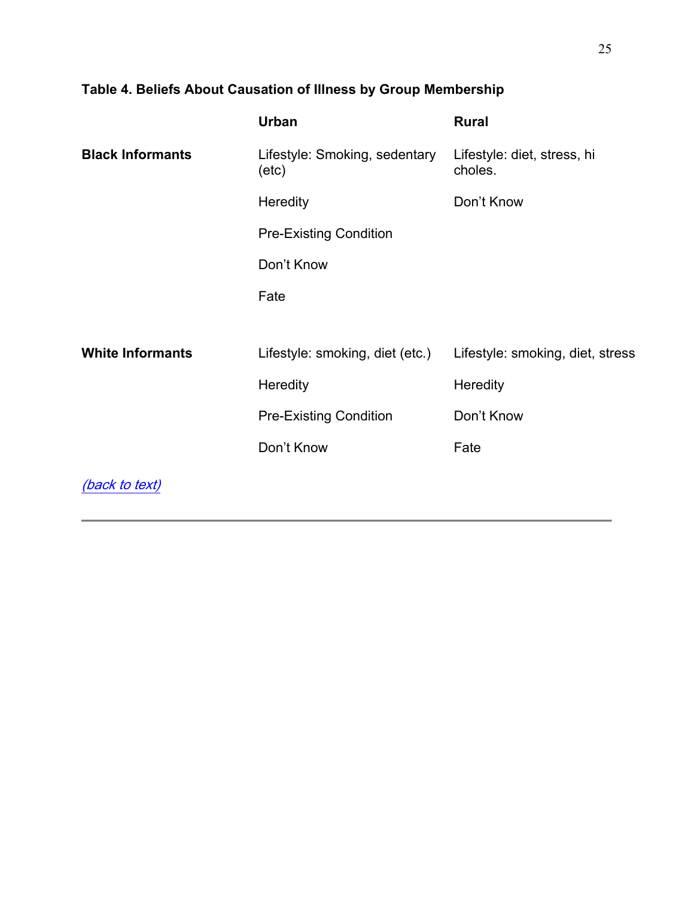**Table 4. Beliefs About Causation of Illness by Group Membership**

| | Urban | Rural |
|---|---|---|
| **Black Informants** | Lifestyle: Smoking, sedentary (etc) | Lifestyle: diet, stress, hi choles. |
| | Heredity | Don't Know |
| | Pre-Existing Condition | |
| | Don't Know | |
| | Fate | |
| **White Informants** | Lifestyle: smoking, diet (etc.) | Lifestyle: smoking, diet, stress |
| | Heredity | Heredity |
| | Pre-Existing Condition | Don't Know |
| | Don't Know | Fate |

*(back to text)*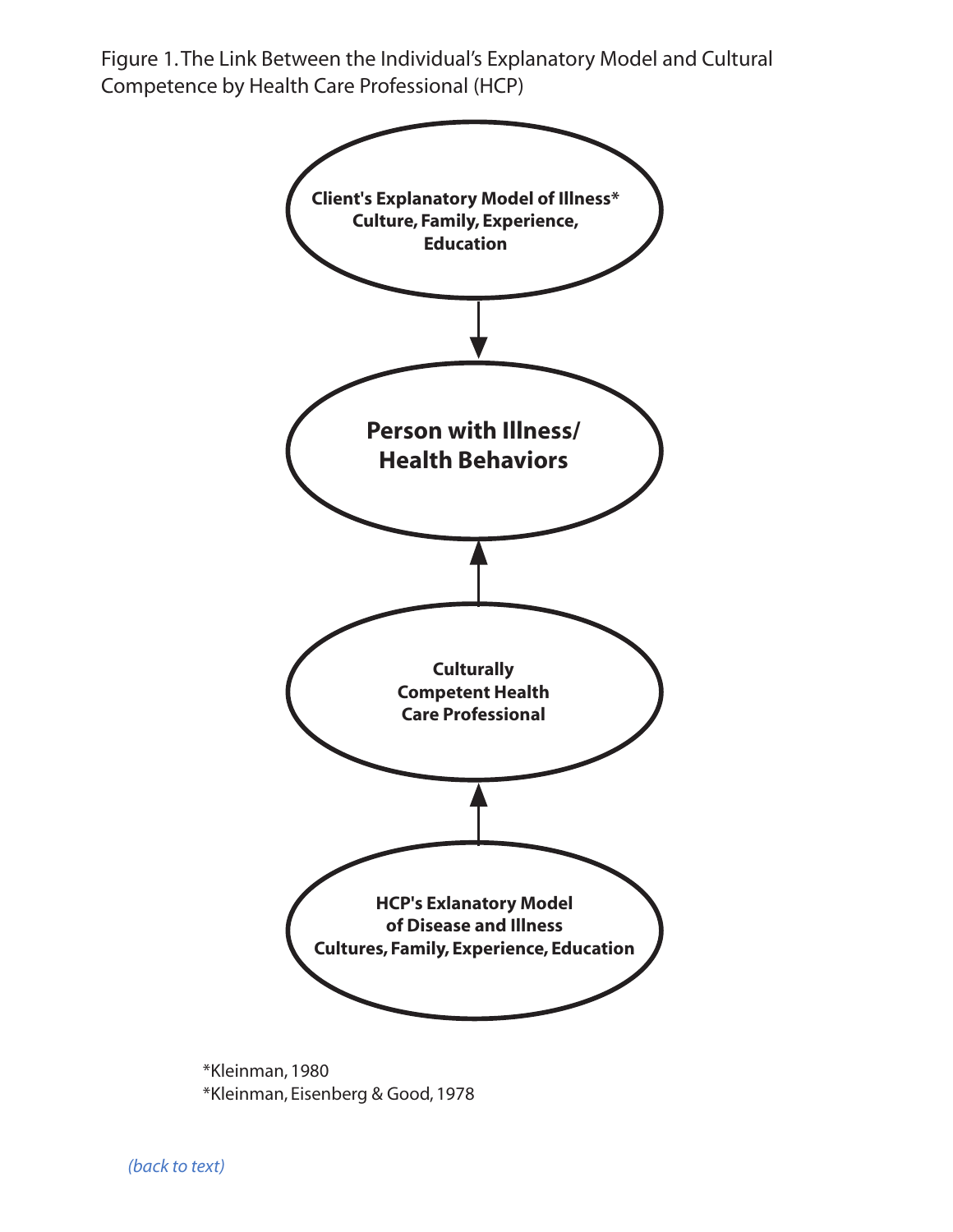Figure 1. The Link Between the Individual's Explanatory Model and Cultural Competence by Health Care Professional (HCP)

**Client's Explanatory Model of Illness***
**Culture, Family, Experience, Education**

↓

**Person with Illness/ Health Behaviors**

↑

**Culturally Competent Health Care Professional**

↑

**HCP's Exlanatory Model of Disease and Illness**
**Cultures, Family, Experience, Education**

*Kleinman, 1980
*Kleinman, Eisenberg & Good, 1978

*(back to text)*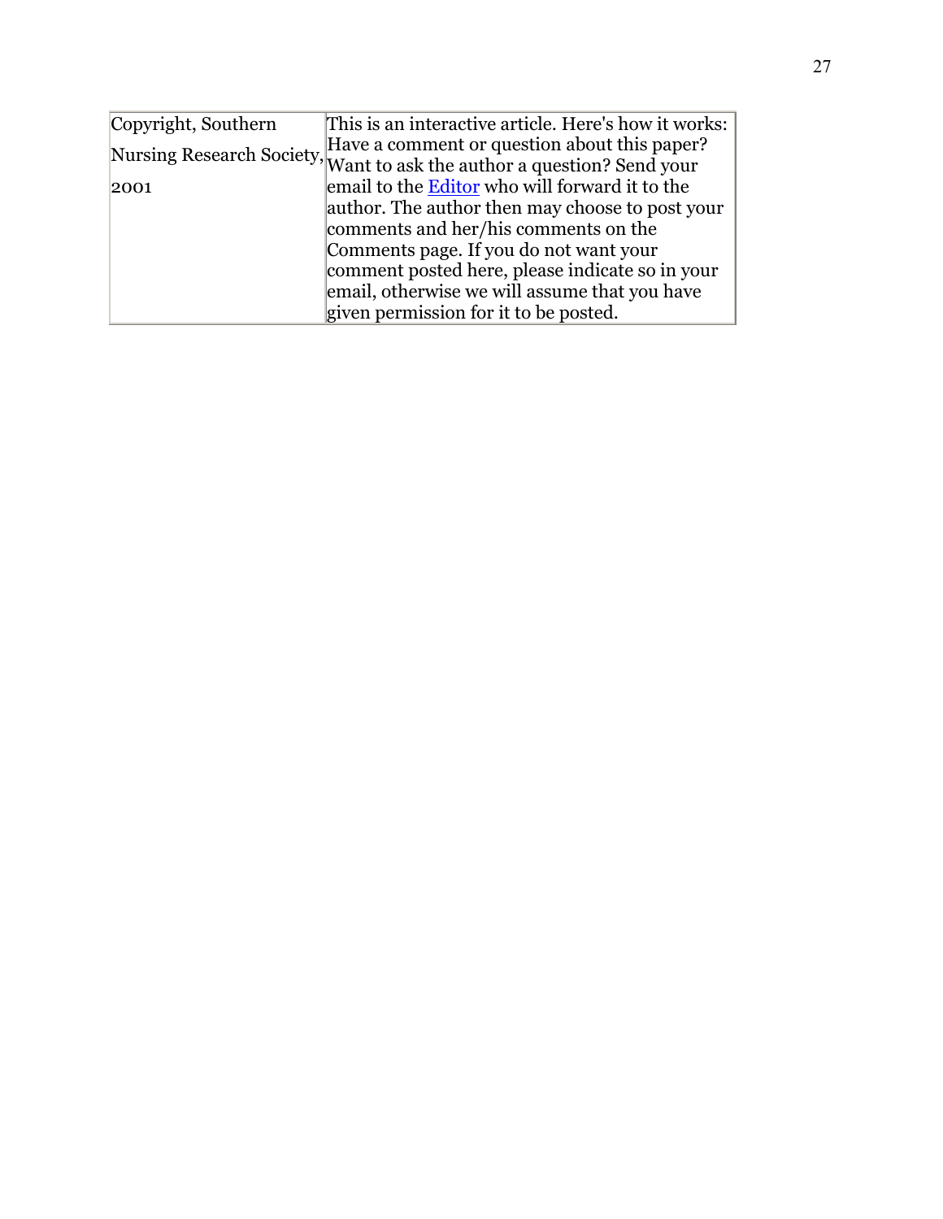| | |
|---|---|
| Copyright, Southern Nursing Research Society, 2001 | This is an interactive article. Here's how it works: Have a comment or question about this paper? Want to ask the author a question? Send your email to the Editor who will forward it to the author. The author then may choose to post your comments and her/his comments on the Comments page. If you do not want your comment posted here, please indicate so in your email, otherwise we will assume that you have given permission for it to be posted. |